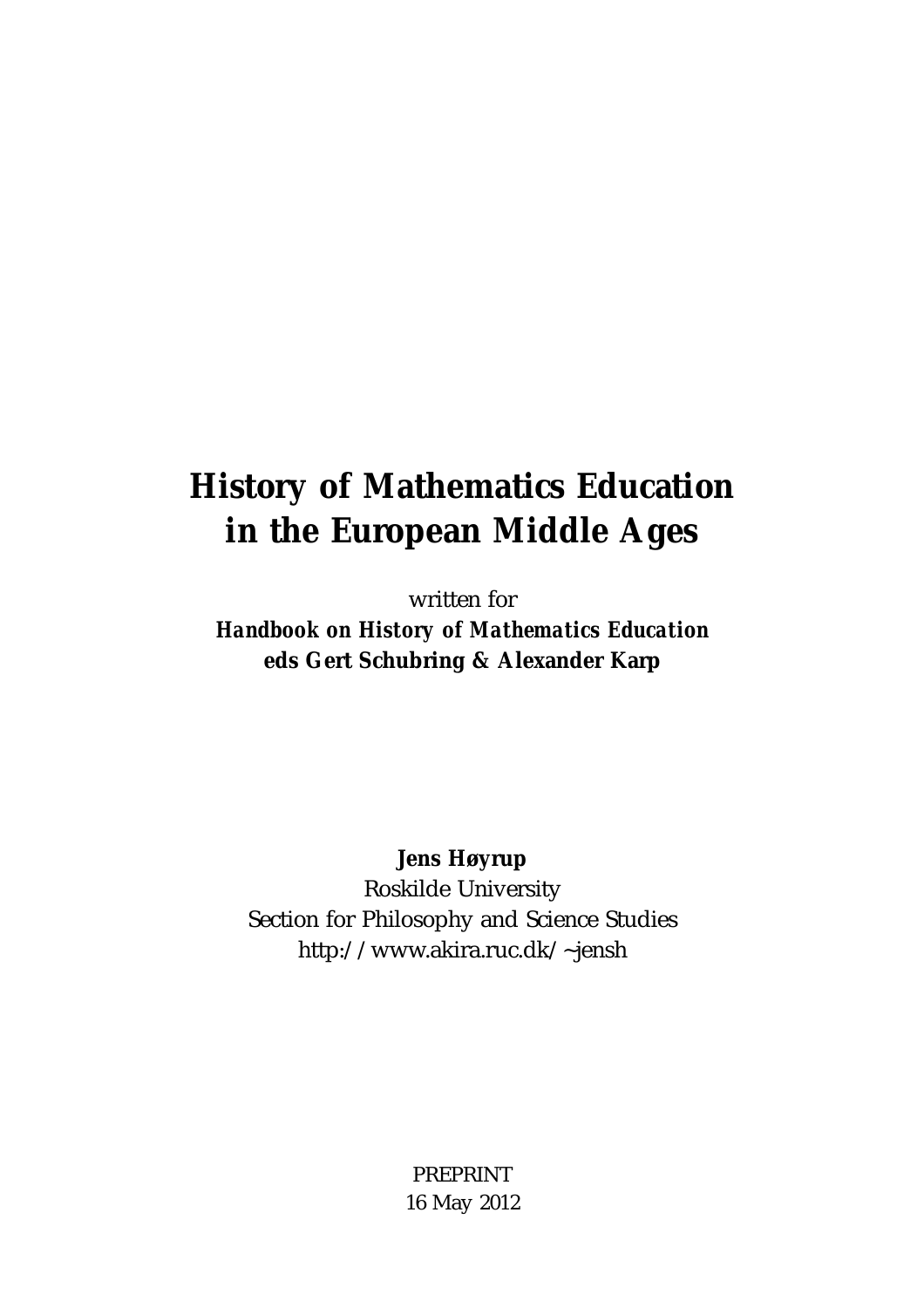# History of Mathematics Education in the European Middle Ages

written for

***Handbook on History of Mathematics Education***

**eds Gert Schubring & Alexander Karp**

**Jens Høyrup**

Roskilde University

Section for Philosophy and Science Studies

http://www.akira.ruc.dk/~jensh

PREPRINT

16 May 2012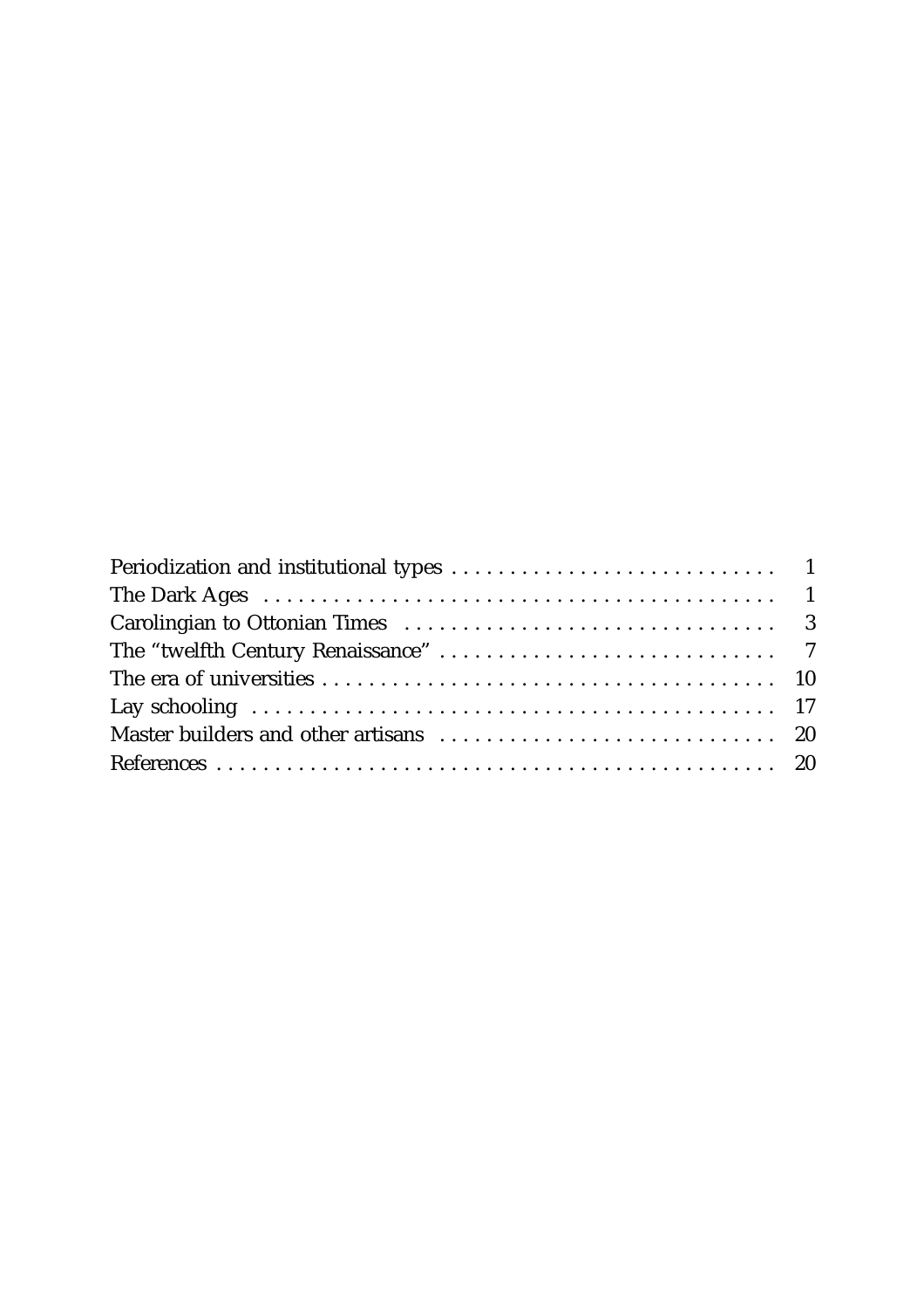| | |
|---|---|
| Periodization and institutional types | 1 |
| The Dark Ages | 1 |
| Carolingian to Ottonian Times | 3 |
| The "twelfth Century Renaissance" | 7 |
| The era of universities | 10 |
| Lay schooling | 17 |
| Master builders and other artisans | 20 |
| References | 20 |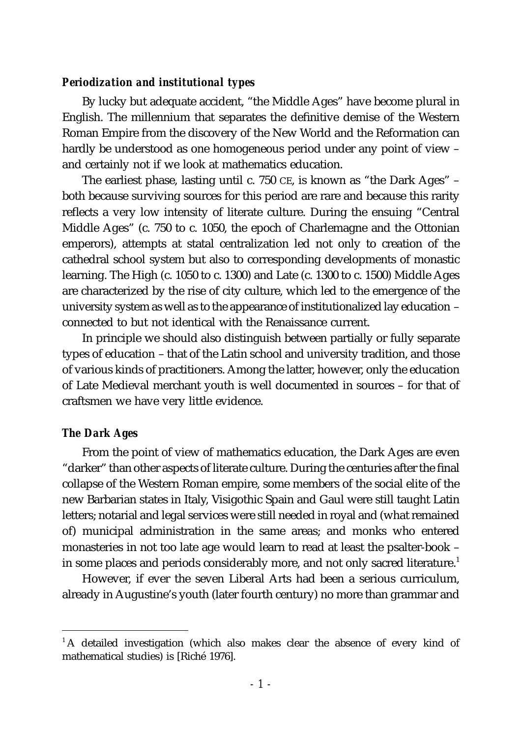### *Periodization and institutional types*

By lucky but adequate accident, "the Middle Ages" have become plural in English. The millennium that separates the definitive demise of the Western Roman Empire from the discovery of the New World and the Reformation can hardly be understood as one homogeneous period under any point of view – and certainly not if we look at mathematics education.

The earliest phase, lasting until c. 750 CE, is known as "the Dark Ages" – both because surviving sources for this period are rare and because this rarity reflects a very low intensity of literate culture. During the ensuing "Central Middle Ages" (c. 750 to c. 1050, the epoch of Charlemagne and the Ottonian emperors), attempts at statal centralization led not only to creation of the cathedral school system but also to corresponding developments of monastic learning. The High (c. 1050 to c. 1300) and Late (c. 1300 to c. 1500) Middle Ages are characterized by the rise of city culture, which led to the emergence of the university system as well as to the appearance of institutionalized lay education – connected to but not identical with the Renaissance current.

In principle we should also distinguish between partially or fully separate types of education – that of the Latin school and university tradition, and those of various kinds of practitioners. Among the latter, however, only the education of Late Medieval merchant youth is well documented in sources – for that of craftsmen we have very little evidence.

### *The Dark Ages*

From the point of view of mathematics education, the Dark Ages are even "darker" than other aspects of literate culture. During the centuries after the final collapse of the Western Roman empire, some members of the social elite of the new Barbarian states in Italy, Visigothic Spain and Gaul were still taught Latin letters; notarial and legal services were still needed in royal and (what remained of) municipal administration in the same areas; and monks who entered monasteries in not too late age would learn to read at least the psalter-book – in some places and periods considerably more, and not only sacred literature.[1]

However, if ever the seven Liberal Arts had been a serious curriculum, already in Augustine's youth (later fourth century) no more than grammar and

[1] A detailed investigation (which also makes clear the absence of every kind of mathematical studies) is [Riché 1976].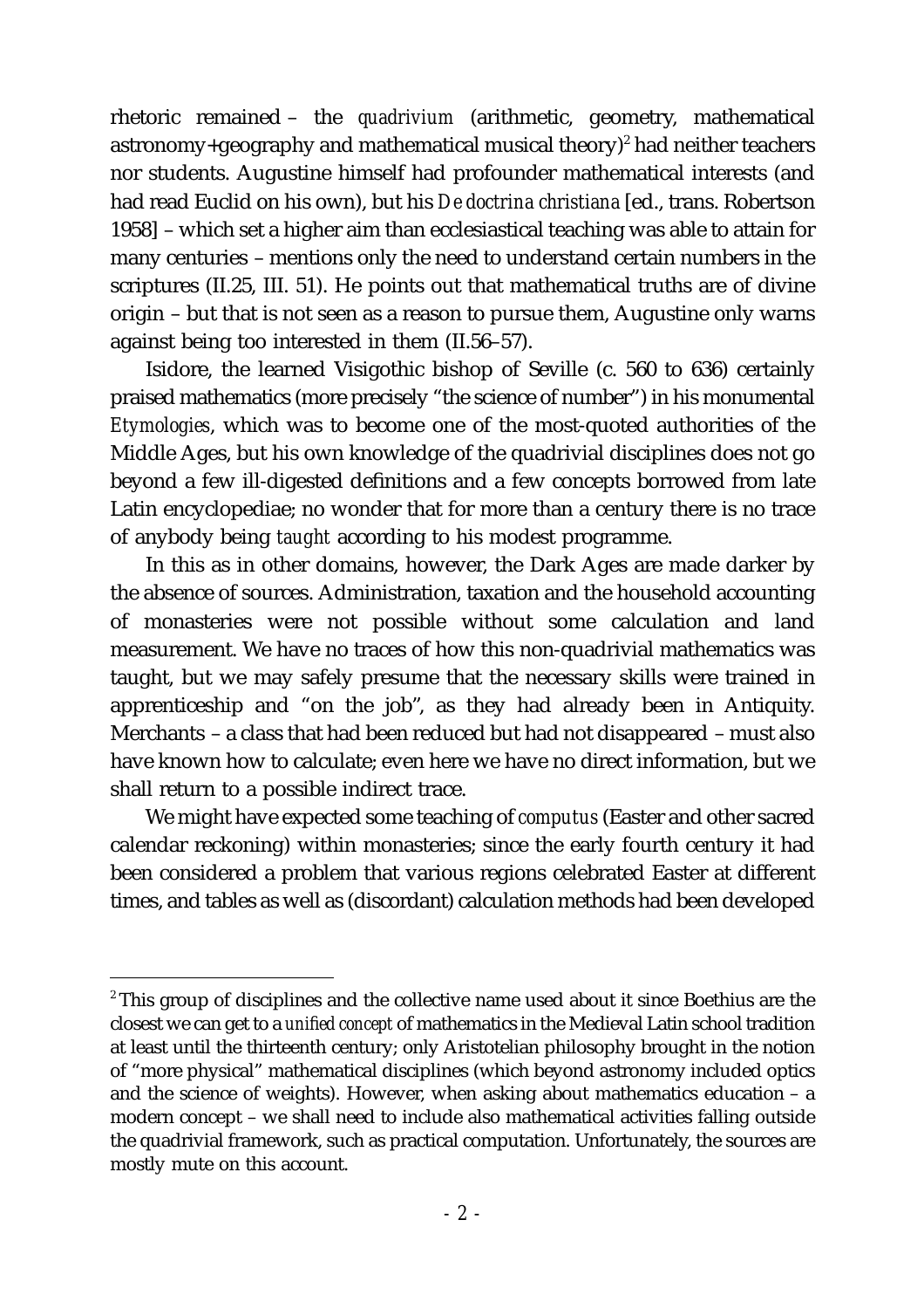rhetoric remained – the *quadrivium* (arithmetic, geometry, mathematical astronomy+geography and mathematical musical theory)[2] had neither teachers nor students. Augustine himself had profounder mathematical interests (and had read Euclid on his own), but his *De doctrina christiana* [ed., trans. Robertson 1958] – which set a higher aim than ecclesiastical teaching was able to attain for many centuries – mentions only the need to understand certain numbers in the scriptures (II.25, III. 51). He points out that mathematical truths are of divine origin – but that is not seen as a reason to pursue them, Augustine only warns against being too interested in them (II.56–57).

Isidore, the learned Visigothic bishop of Seville (c. 560 to 636) certainly praised mathematics (more precisely "the science of number") in his monumental *Etymologies*, which was to become one of the most-quoted authorities of the Middle Ages, but his own knowledge of the quadrivial disciplines does not go beyond a few ill-digested definitions and a few concepts borrowed from late Latin encyclopediae; no wonder that for more than a century there is no trace of anybody being *taught* according to his modest programme.

In this as in other domains, however, the Dark Ages are made darker by the absence of sources. Administration, taxation and the household accounting of monasteries were not possible without some calculation and land measurement. We have no traces of how this non-quadrivial mathematics was taught, but we may safely presume that the necessary skills were trained in apprenticeship and "on the job", as they had already been in Antiquity. Merchants – a class that had been reduced but had not disappeared – must also have known how to calculate; even here we have no direct information, but we shall return to a possible indirect trace.

We might have expected some teaching of *computus* (Easter and other sacred calendar reckoning) within monasteries; since the early fourth century it had been considered a problem that various regions celebrated Easter at different times, and tables as well as (discordant) calculation methods had been developed

---

[2] This group of disciplines and the collective name used about it since Boethius are the closest we can get to a *unified concept* of mathematics in the Medieval Latin school tradition at least until the thirteenth century; only Aristotelian philosophy brought in the notion of "more physical" mathematical disciplines (which beyond astronomy included optics and the science of weights). However, when asking about mathematics education – a modern concept – we shall need to include also mathematical activities falling outside the quadrivial framework, such as practical computation. Unfortunately, the sources are mostly mute on this account.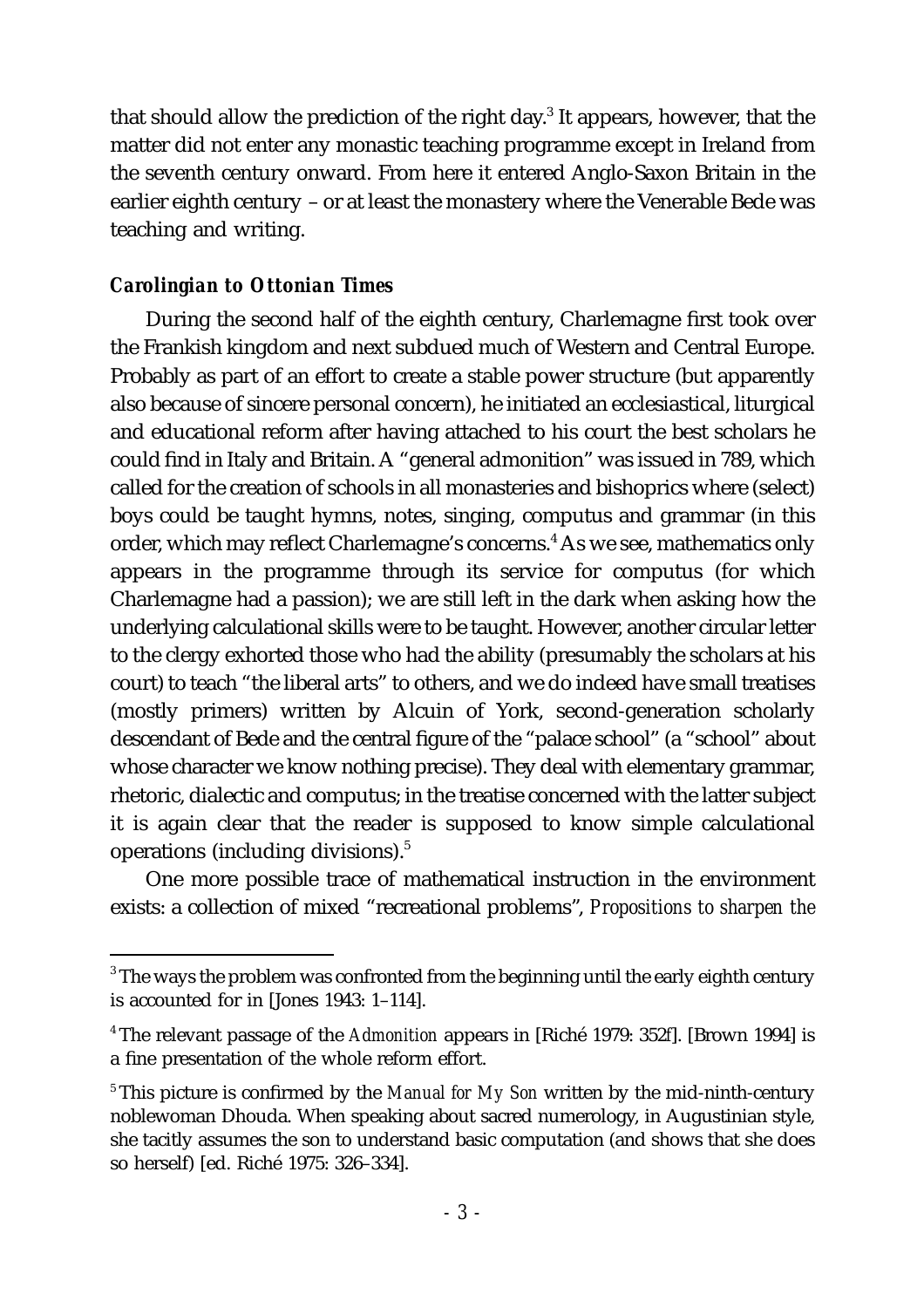that should allow the prediction of the right day.[3] It appears, however, that the matter did not enter any monastic teaching programme except in Ireland from the seventh century onward. From here it entered Anglo-Saxon Britain in the earlier eighth century – or at least the monastery where the Venerable Bede was teaching and writing.

### *Carolingian to Ottonian Times*

During the second half of the eighth century, Charlemagne first took over the Frankish kingdom and next subdued much of Western and Central Europe. Probably as part of an effort to create a stable power structure (but apparently also because of sincere personal concern), he initiated an ecclesiastical, liturgical and educational reform after having attached to his court the best scholars he could find in Italy and Britain. A "general admonition" was issued in 789, which called for the creation of schools in all monasteries and bishoprics where (select) boys could be taught hymns, notes, singing, computus and grammar (in this order, which may reflect Charlemagne's concerns.[4] As we see, mathematics only appears in the programme through its service for computus (for which Charlemagne had a passion); we are still left in the dark when asking how the underlying calculational skills were to be taught. However, another circular letter to the clergy exhorted those who had the ability (presumably the scholars at his court) to teach "the liberal arts" to others, and we do indeed have small treatises (mostly primers) written by Alcuin of York, second-generation scholarly descendant of Bede and the central figure of the "palace school" (a "school" about whose character we know nothing precise). They deal with elementary grammar, rhetoric, dialectic and computus; in the treatise concerned with the latter subject it is again clear that the reader is supposed to know simple calculational operations (including divisions).[5]

One more possible trace of mathematical instruction in the environment exists: a collection of mixed "recreational problems", *Propositions to sharpen the*

---

[3] The ways the problem was confronted from the beginning until the early eighth century is accounted for in [Jones 1943: 1–114].

[4] The relevant passage of the *Admonition* appears in [Riché 1979: 352f]. [Brown 1994] is a fine presentation of the whole reform effort.

[5] This picture is confirmed by the *Manual for My Son* written by the mid-ninth-century noblewoman Dhouda. When speaking about sacred numerology, in Augustinian style, she tacitly assumes the son to understand basic computation (and shows that she does so herself) [ed. Riché 1975: 326–334].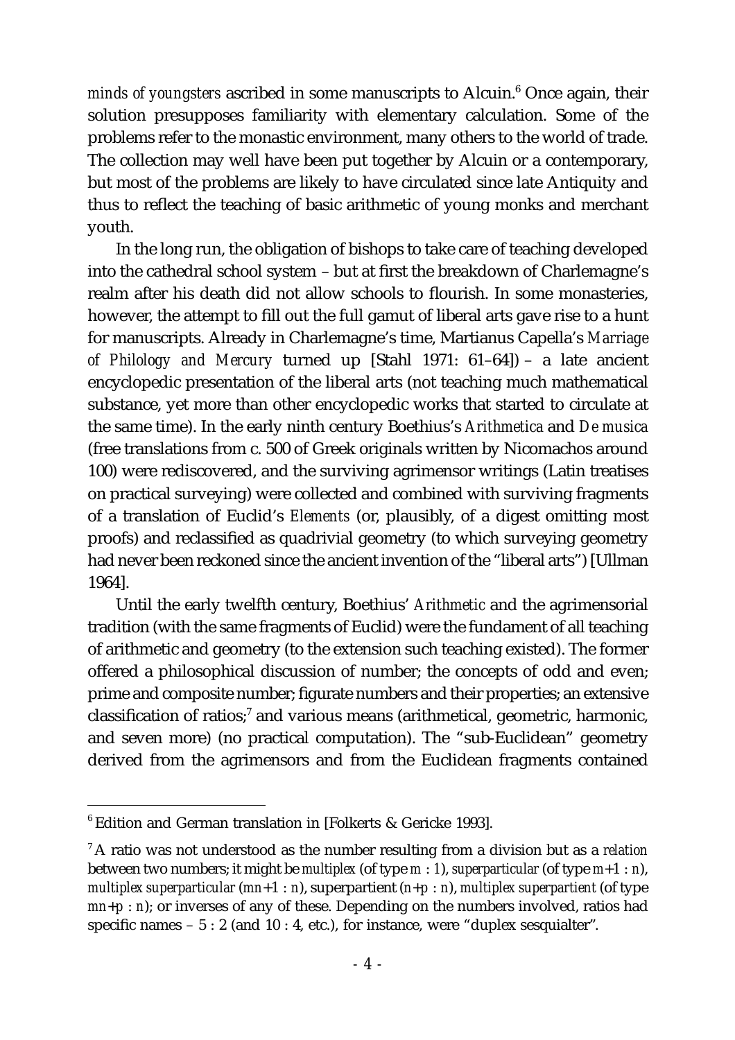*minds of youngsters* ascribed in some manuscripts to Alcuin.[6] Once again, their solution presupposes familiarity with elementary calculation. Some of the problems refer to the monastic environment, many others to the world of trade. The collection may well have been put together by Alcuin or a contemporary, but most of the problems are likely to have circulated since late Antiquity and thus to reflect the teaching of basic arithmetic of young monks and merchant youth.

In the long run, the obligation of bishops to take care of teaching developed into the cathedral school system – but at first the breakdown of Charlemagne's realm after his death did not allow schools to flourish. In some monasteries, however, the attempt to fill out the full gamut of liberal arts gave rise to a hunt for manuscripts. Already in Charlemagne's time, Martianus Capella's *Marriage of Philology and Mercury* turned up [Stahl 1971: 61–64]) – a late ancient encyclopedic presentation of the liberal arts (not teaching much mathematical substance, yet more than other encyclopedic works that started to circulate at the same time). In the early ninth century Boethius's *Arithmetica* and *De musica* (free translations from c. 500 of Greek originals written by Nicomachos around 100) were rediscovered, and the surviving agrimensor writings (Latin treatises on practical surveying) were collected and combined with surviving fragments of a translation of Euclid's *Elements* (or, plausibly, of a digest omitting most proofs) and reclassified as quadrivial geometry (to which surveying geometry had never been reckoned since the ancient invention of the "liberal arts") [Ullman 1964].

Until the early twelfth century, Boethius' *Arithmetic* and the agrimensorial tradition (with the same fragments of Euclid) were the fundament of all teaching of arithmetic and geometry (to the extension such teaching existed). The former offered a philosophical discussion of number; the concepts of odd and even; prime and composite number; figurate numbers and their properties; an extensive classification of ratios;[7] and various means (arithmetical, geometric, harmonic, and seven more) (no practical computation). The "sub-Euclidean" geometry derived from the agrimensors and from the Euclidean fragments contained

---

[6] Edition and German translation in [Folkerts & Gericke 1993].

[7] A ratio was not understood as the number resulting from a division but as a *relation* between two numbers; it might be *multiplex* (of type $m : 1$), *superparticular* (of type $m+1 : n$), *multiplex superparticular* ($mn+1 : n$), superpartient ($n+p : n$), *multiplex superpartient* (of type $mn+p : n$); or inverses of any of these. Depending on the numbers involved, ratios had specific names – 5 : 2 (and 10 : 4, etc.), for instance, were "duplex sesquialter".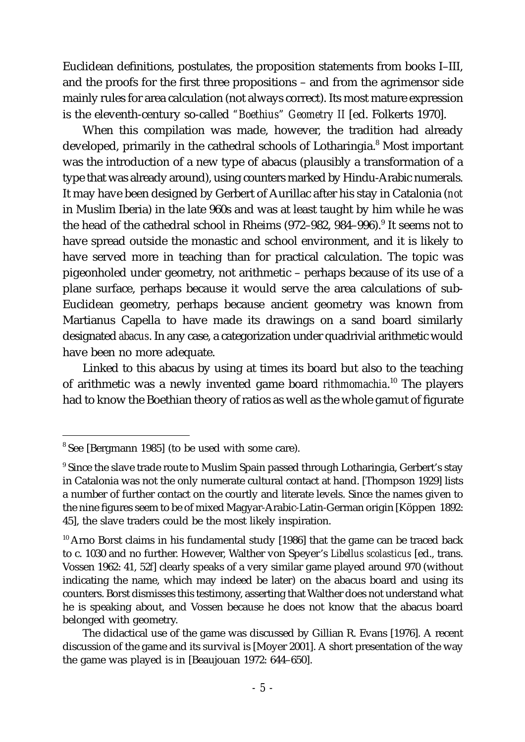Euclidean definitions, postulates, the proposition statements from books I–III, and the proofs for the first three propositions – and from the agrimensor side mainly rules for area calculation (not always correct). Its most mature expression is the eleventh-century so-called *"Boethius" Geometry II* [ed. Folkerts 1970].

When this compilation was made, however, the tradition had already developed, primarily in the cathedral schools of Lotharingia.[8] Most important was the introduction of a new type of abacus (plausibly a transformation of a type that was already around), using counters marked by Hindu-Arabic numerals. It may have been designed by Gerbert of Aurillac after his stay in Catalonia (*not* in Muslim Iberia) in the late 960s and was at least taught by him while he was the head of the cathedral school in Rheims (972–982, 984–996).[9] It seems not to have spread outside the monastic and school environment, and it is likely to have served more in teaching than for practical calculation. The topic was pigeonholed under geometry, not arithmetic – perhaps because of its use of a plane surface, perhaps because it would serve the area calculations of sub-Euclidean geometry, perhaps because ancient geometry was known from Martianus Capella to have made its drawings on a sand board similarly designated *abacus*. In any case, a categorization under quadrivial arithmetic would have been no more adequate.

Linked to this abacus by using at times its board but also to the teaching of arithmetic was a newly invented game board *rithmomachia*.[10] The players had to know the Boethian theory of ratios as well as the whole gamut of figurate

---

[8] See [Bergmann 1985] (to be used with some care).

[9] Since the slave trade route to Muslim Spain passed through Lotharingia, Gerbert's stay in Catalonia was not the only numerate cultural contact at hand. [Thompson 1929] lists a number of further contact on the courtly and literate levels. Since the names given to the nine figures seem to be of mixed Magyar-Arabic-Latin-German origin [Köppen 1892: 45], the slave traders could be the most likely inspiration.

[10] Arno Borst claims in his fundamental study [1986] that the game can be traced back to c. 1030 and no further. However, Walther von Speyer's *Libellus scolasticus* [ed., trans. Vossen 1962: 41, 52f] clearly speaks of a very similar game played around 970 (without indicating the name, which may indeed be later) on the abacus board and using its counters. Borst dismisses this testimony, asserting that Walther does not understand what he is speaking about, and Vossen because he does not know that the abacus board belonged with geometry.

The didactical use of the game was discussed by Gillian R. Evans [1976]. A recent discussion of the game and its survival is [Moyer 2001]. A short presentation of the way the game was played is in [Beaujouan 1972: 644–650].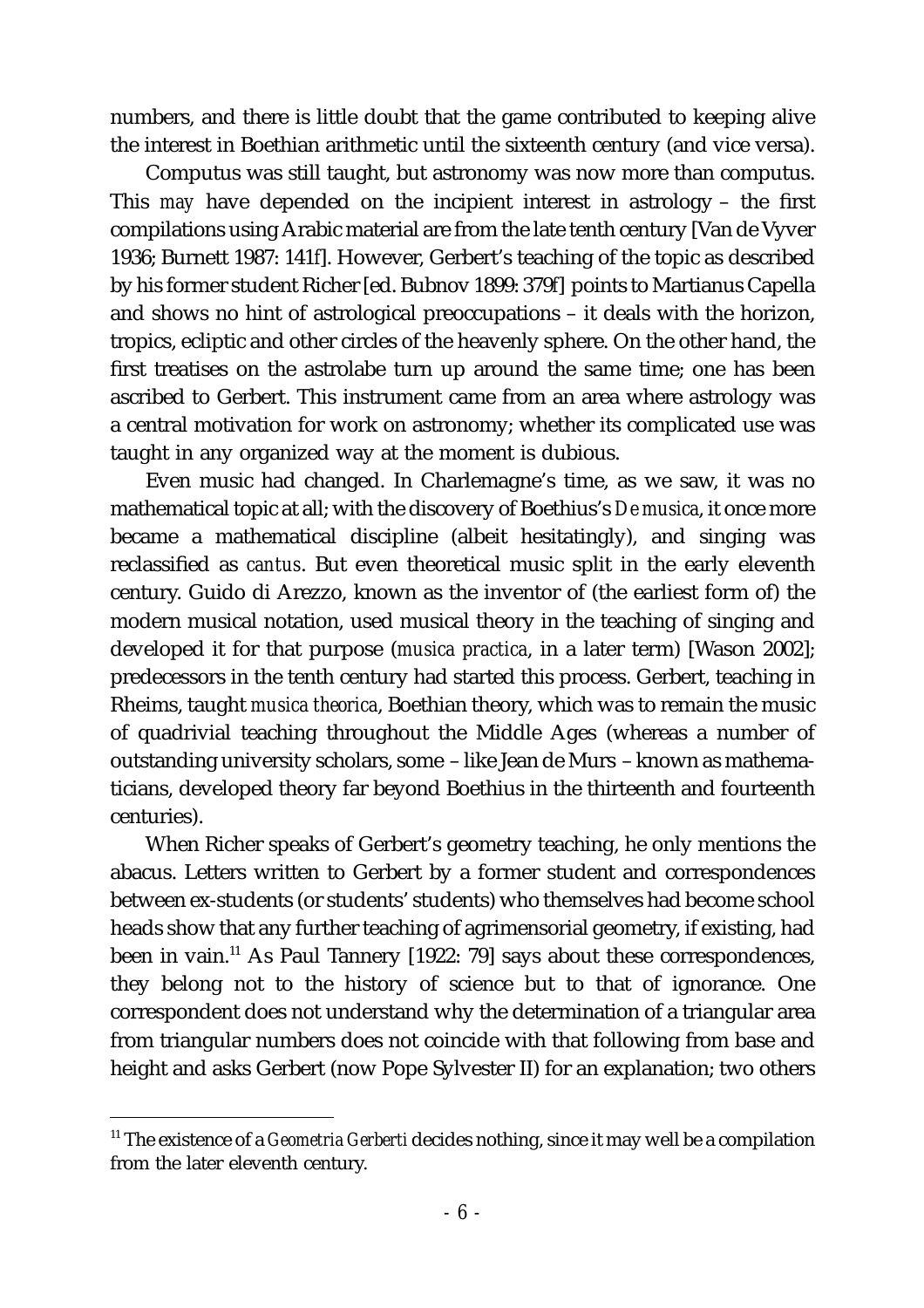numbers, and there is little doubt that the game contributed to keeping alive the interest in Boethian arithmetic until the sixteenth century (and vice versa).

Computus was still taught, but astronomy was now more than computus. This *may* have depended on the incipient interest in astrology – the first compilations using Arabic material are from the late tenth century [Van de Vyver 1936; Burnett 1987: 141f]. However, Gerbert's teaching of the topic as described by his former student Richer [ed. Bubnov 1899: 379f] points to Martianus Capella and shows no hint of astrological preoccupations – it deals with the horizon, tropics, ecliptic and other circles of the heavenly sphere. On the other hand, the first treatises on the astrolabe turn up around the same time; one has been ascribed to Gerbert. This instrument came from an area where astrology was a central motivation for work on astronomy; whether its complicated use was taught in any organized way at the moment is dubious.

Even music had changed. In Charlemagne's time, as we saw, it was no mathematical topic at all; with the discovery of Boethius's *De musica*, it once more became a mathematical discipline (albeit hesitatingly), and singing was reclassified as *cantus*. But even theoretical music split in the early eleventh century. Guido di Arezzo, known as the inventor of (the earliest form of) the modern musical notation, used musical theory in the teaching of singing and developed it for that purpose (*musica practica*, in a later term) [Wason 2002]; predecessors in the tenth century had started this process. Gerbert, teaching in Rheims, taught *musica theorica*, Boethian theory, which was to remain the music of quadrivial teaching throughout the Middle Ages (whereas a number of outstanding university scholars, some – like Jean de Murs – known as mathematicians, developed theory far beyond Boethius in the thirteenth and fourteenth centuries).

When Richer speaks of Gerbert's geometry teaching, he only mentions the abacus. Letters written to Gerbert by a former student and correspondences between ex-students (or students' students) who themselves had become school heads show that any further teaching of agrimensorial geometry, if existing, had been in vain.[11] As Paul Tannery [1922: 79] says about these correspondences, they belong not to the history of science but to that of ignorance. One correspondent does not understand why the determination of a triangular area from triangular numbers does not coincide with that following from base and height and asks Gerbert (now Pope Sylvester II) for an explanation; two others

[11] The existence of a *Geometria Gerberti* decides nothing, since it may well be a compilation from the later eleventh century.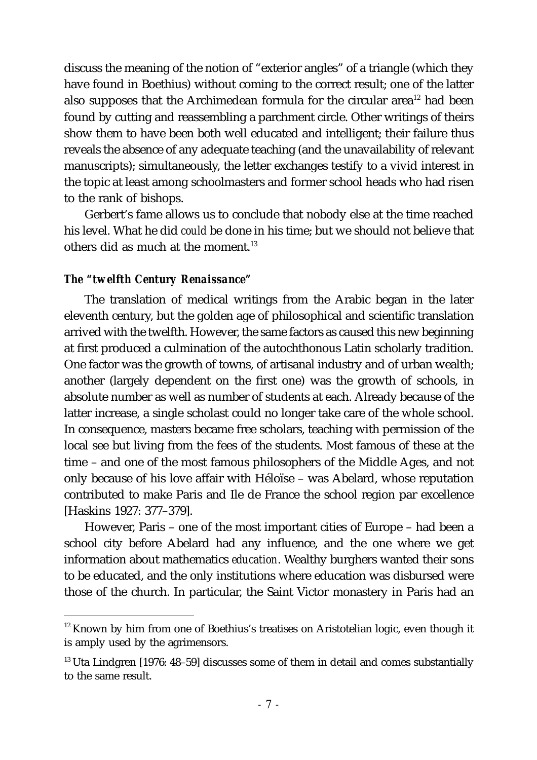discuss the meaning of the notion of "exterior angles" of a triangle (which they have found in Boethius) without coming to the correct result; one of the latter also supposes that the Archimedean formula for the circular area[12] had been found by cutting and reassembling a parchment circle. Other writings of theirs show them to have been both well educated and intelligent; their failure thus reveals the absence of any adequate teaching (and the unavailability of relevant manuscripts); simultaneously, the letter exchanges testify to a vivid interest in the topic at least among schoolmasters and former school heads who had risen to the rank of bishops.

Gerbert's fame allows us to conclude that nobody else at the time reached his level. What he did *could* be done in his time; but we should not believe that others did as much at the moment.[13]

### *The "twelfth Century Renaissance"*

The translation of medical writings from the Arabic began in the later eleventh century, but the golden age of philosophical and scientific translation arrived with the twelfth. However, the same factors as caused this new beginning at first produced a culmination of the autochthonous Latin scholarly tradition. One factor was the growth of towns, of artisanal industry and of urban wealth; another (largely dependent on the first one) was the growth of schools, in absolute number as well as number of students at each. Already because of the latter increase, a single scholast could no longer take care of the whole school. In consequence, masters became free scholars, teaching with permission of the local see but living from the fees of the students. Most famous of these at the time – and one of the most famous philosophers of the Middle Ages, and not only because of his love affair with Héloïse – was Abelard, whose reputation contributed to make Paris and Ile de France the school region par excellence [Haskins 1927: 377–379].

However, Paris – one of the most important cities of Europe – had been a school city before Abelard had any influence, and the one where we get information about mathematics *education*. Wealthy burghers wanted their sons to be educated, and the only institutions where education was disbursed were those of the church. In particular, the Saint Victor monastery in Paris had an

---

[12] Known by him from one of Boethius's treatises on Aristotelian logic, even though it is amply used by the agrimensors.

[13] Uta Lindgren [1976: 48–59] discusses some of them in detail and comes substantially to the same result.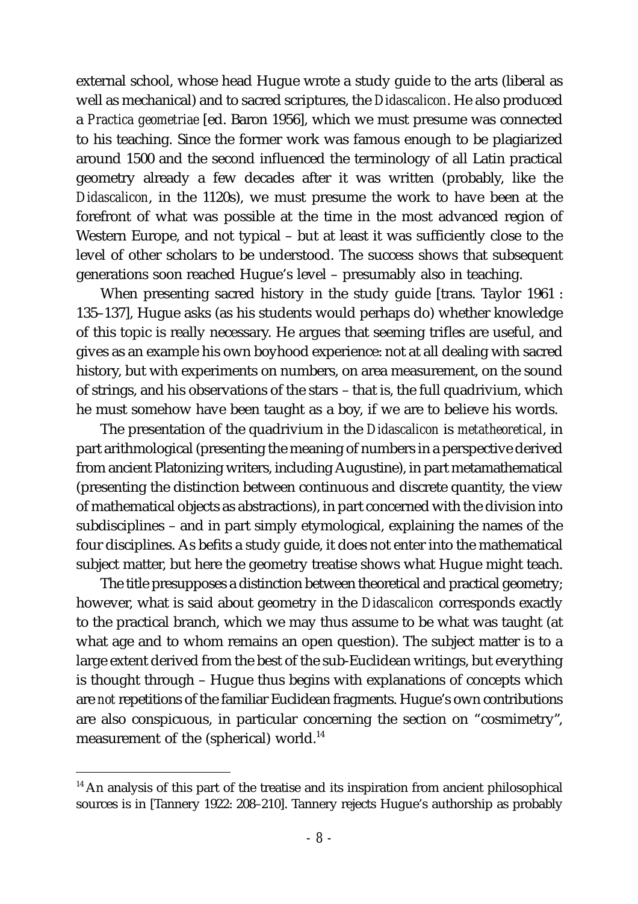external school, whose head Hugue wrote a study guide to the arts (liberal as well as mechanical) and to sacred scriptures, the *Didascalicon*. He also produced a *Practica geometriae* [ed. Baron 1956], which we must presume was connected to his teaching. Since the former work was famous enough to be plagiarized around 1500 and the second influenced the terminology of all Latin practical geometry already a few decades after it was written (probably, like the *Didascalicon*, in the 1120s), we must presume the work to have been at the forefront of what was possible at the time in the most advanced region of Western Europe, and not typical – but at least it was sufficiently close to the level of other scholars to be understood. The success shows that subsequent generations soon reached Hugue's level – presumably also in teaching.

When presenting sacred history in the study guide [trans. Taylor 1961 : 135–137], Hugue asks (as his students would perhaps do) whether knowledge of this topic is really necessary. He argues that seeming trifles are useful, and gives as an example his own boyhood experience: not at all dealing with sacred history, but with experiments on numbers, on area measurement, on the sound of strings, and his observations of the stars – that is, the full quadrivium, which he must somehow have been taught as a boy, if we are to believe his words.

The presentation of the quadrivium in the *Didascalicon* is *metatheoretical*, in part arithmological (presenting the meaning of numbers in a perspective derived from ancient Platonizing writers, including Augustine), in part metamathematical (presenting the distinction between continuous and discrete quantity, the view of mathematical objects as abstractions), in part concerned with the division into subdisciplines – and in part simply etymological, explaining the names of the four disciplines. As befits a study guide, it does not enter into the mathematical subject matter, but here the geometry treatise shows what Hugue might teach.

The title presupposes a distinction between theoretical and practical geometry; however, what is said about geometry in the *Didascalicon* corresponds exactly to the practical branch, which we may thus assume to be what was taught (at what age and to whom remains an open question). The subject matter is to a large extent derived from the best of the sub-Euclidean writings, but everything is thought through – Hugue thus begins with explanations of concepts which are *not* repetitions of the familiar Euclidean fragments. Hugue's own contributions are also conspicuous, in particular concerning the section on "cosmimetry", measurement of the (spherical) world.[14]

---

[14] An analysis of this part of the treatise and its inspiration from ancient philosophical sources is in [Tannery 1922: 208–210]. Tannery rejects Hugue's authorship as probably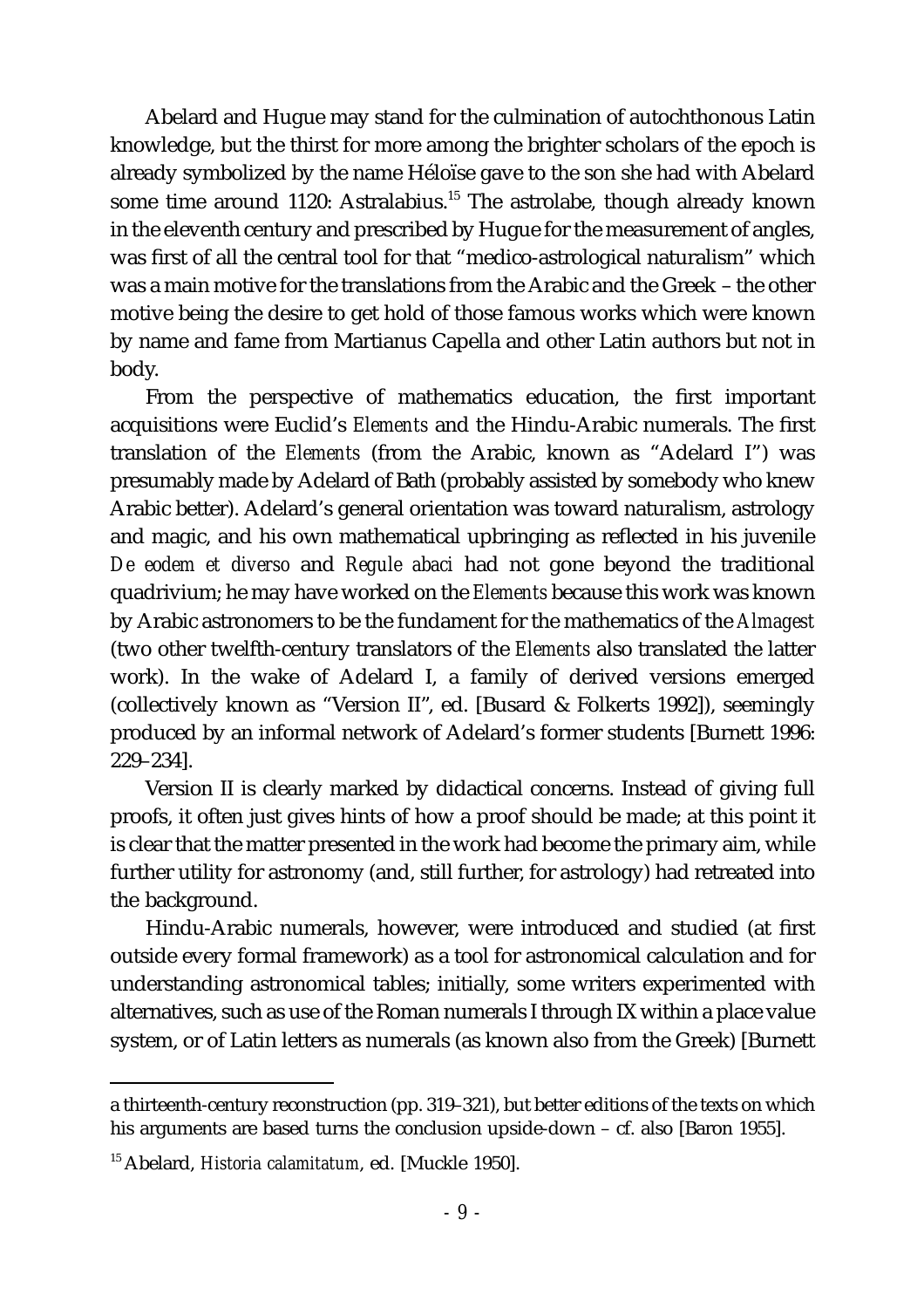Abelard and Hugue may stand for the culmination of autochthonous Latin knowledge, but the thirst for more among the brighter scholars of the epoch is already symbolized by the name Héloïse gave to the son she had with Abelard some time around 1120: Astralabius.[15] The astrolabe, though already known in the eleventh century and prescribed by Hugue for the measurement of angles, was first of all the central tool for that "medico-astrological naturalism" which was a main motive for the translations from the Arabic and the Greek – the other motive being the desire to get hold of those famous works which were known by name and fame from Martianus Capella and other Latin authors but not in body.

From the perspective of mathematics education, the first important acquisitions were Euclid's *Elements* and the Hindu-Arabic numerals. The first translation of the *Elements* (from the Arabic, known as "Adelard I") was presumably made by Adelard of Bath (probably assisted by somebody who knew Arabic better). Adelard's general orientation was toward naturalism, astrology and magic, and his own mathematical upbringing as reflected in his juvenile *De eodem et diverso* and *Regule abaci* had not gone beyond the traditional quadrivium; he may have worked on the *Elements* because this work was known by Arabic astronomers to be the fundament for the mathematics of the *Almagest* (two other twelfth-century translators of the *Elements* also translated the latter work). In the wake of Adelard I, a family of derived versions emerged (collectively known as "Version II", ed. [Busard & Folkerts 1992]), seemingly produced by an informal network of Adelard's former students [Burnett 1996: 229–234].

Version II is clearly marked by didactical concerns. Instead of giving full proofs, it often just gives hints of how a proof should be made; at this point it is clear that the matter presented in the work had become the primary aim, while further utility for astronomy (and, still further, for astrology) had retreated into the background.

Hindu-Arabic numerals, however, were introduced and studied (at first outside every formal framework) as a tool for astronomical calculation and for understanding astronomical tables; initially, some writers experimented with alternatives, such as use of the Roman numerals I through IX within a place value system, or of Latin letters as numerals (as known also from the Greek) [Burnett

---

a thirteenth-century reconstruction (pp. 319–321), but better editions of the texts on which his arguments are based turns the conclusion upside-down – cf. also [Baron 1955].

[15] Abelard, *Historia calamitatum*, ed. [Muckle 1950].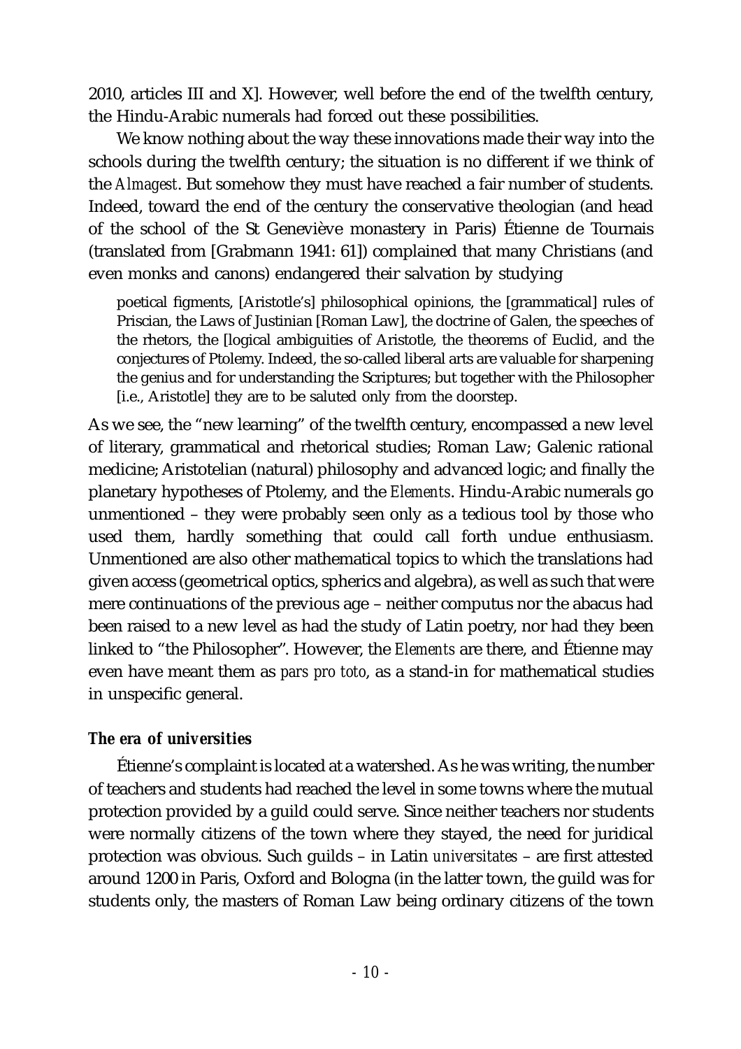2010, articles III and X]. However, well before the end of the twelfth century, the Hindu-Arabic numerals had forced out these possibilities.

We know nothing about the way these innovations made their way into the schools during the twelfth century; the situation is no different if we think of the *Almagest*. But somehow they must have reached a fair number of students. Indeed, toward the end of the century the conservative theologian (and head of the school of the St Geneviève monastery in Paris) Étienne de Tournais (translated from [Grabmann 1941: 61]) complained that many Christians (and even monks and canons) endangered their salvation by studying

> poetical figments, [Aristotle's] philosophical opinions, the [grammatical] rules of Priscian, the Laws of Justinian [Roman Law], the doctrine of Galen, the speeches of the rhetors, the [logical ambiguities of Aristotle, the theorems of Euclid, and the conjectures of Ptolemy. Indeed, the so-called liberal arts are valuable for sharpening the genius and for understanding the Scriptures; but together with the Philosopher [i.e., Aristotle] they are to be saluted only from the doorstep.

As we see, the "new learning" of the twelfth century, encompassed a new level of literary, grammatical and rhetorical studies; Roman Law; Galenic rational medicine; Aristotelian (natural) philosophy and advanced logic; and finally the planetary hypotheses of Ptolemy, and the *Elements*. Hindu-Arabic numerals go unmentioned – they were probably seen only as a tedious tool by those who used them, hardly something that could call forth undue enthusiasm. Unmentioned are also other mathematical topics to which the translations had given access (geometrical optics, spherics and algebra), as well as such that were mere continuations of the previous age – neither computus nor the abacus had been raised to a new level as had the study of Latin poetry, nor had they been linked to "the Philosopher". However, the *Elements* are there, and Étienne may even have meant them as *pars pro toto*, as a stand-in for mathematical studies in unspecific general.

### *The era of universities*

Étienne's complaint is located at a watershed. As he was writing, the number of teachers and students had reached the level in some towns where the mutual protection provided by a guild could serve. Since neither teachers nor students were normally citizens of the town where they stayed, the need for juridical protection was obvious. Such guilds – in Latin *universitates* – are first attested around 1200 in Paris, Oxford and Bologna (in the latter town, the guild was for students only, the masters of Roman Law being ordinary citizens of the town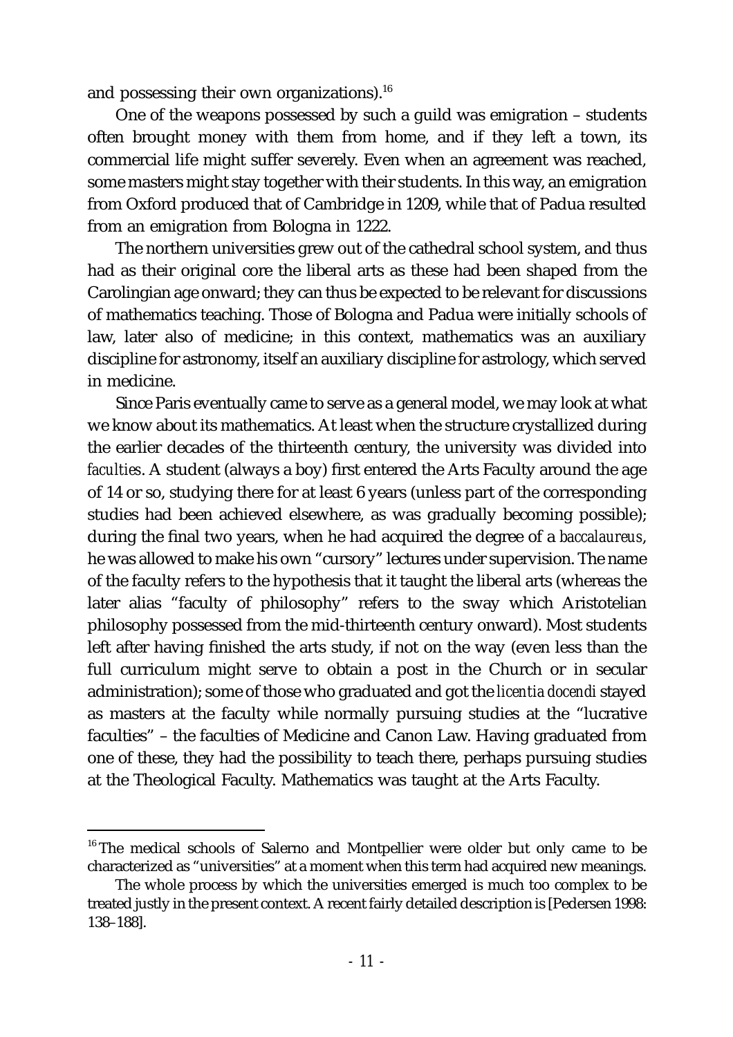and possessing their own organizations).[16]

One of the weapons possessed by such a guild was emigration – students often brought money with them from home, and if they left a town, its commercial life might suffer severely. Even when an agreement was reached, some masters might stay together with their students. In this way, an emigration from Oxford produced that of Cambridge in 1209, while that of Padua resulted from an emigration from Bologna in 1222.

The northern universities grew out of the cathedral school system, and thus had as their original core the liberal arts as these had been shaped from the Carolingian age onward; they can thus be expected to be relevant for discussions of mathematics teaching. Those of Bologna and Padua were initially schools of law, later also of medicine; in this context, mathematics was an auxiliary discipline for astronomy, itself an auxiliary discipline for astrology, which served in medicine.

Since Paris eventually came to serve as a general model, we may look at what we know about its mathematics. At least when the structure crystallized during the earlier decades of the thirteenth century, the university was divided into *faculties*. A student (always a boy) first entered the Arts Faculty around the age of 14 or so, studying there for at least 6 years (unless part of the corresponding studies had been achieved elsewhere, as was gradually becoming possible); during the final two years, when he had acquired the degree of a *baccalaureus*, he was allowed to make his own "cursory" lectures under supervision. The name of the faculty refers to the hypothesis that it taught the liberal arts (whereas the later alias "faculty of philosophy" refers to the sway which Aristotelian philosophy possessed from the mid-thirteenth century onward). Most students left after having finished the arts study, if not on the way (even less than the full curriculum might serve to obtain a post in the Church or in secular administration); some of those who graduated and got the *licentia docendi* stayed as masters at the faculty while normally pursuing studies at the "lucrative faculties" – the faculties of Medicine and Canon Law. Having graduated from one of these, they had the possibility to teach there, perhaps pursuing studies at the Theological Faculty. Mathematics was taught at the Arts Faculty.

---

[16] The medical schools of Salerno and Montpellier were older but only came to be characterized as "universities" at a moment when this term had acquired new meanings.

The whole process by which the universities emerged is much too complex to be treated justly in the present context. A recent fairly detailed description is [Pedersen 1998: 138–188].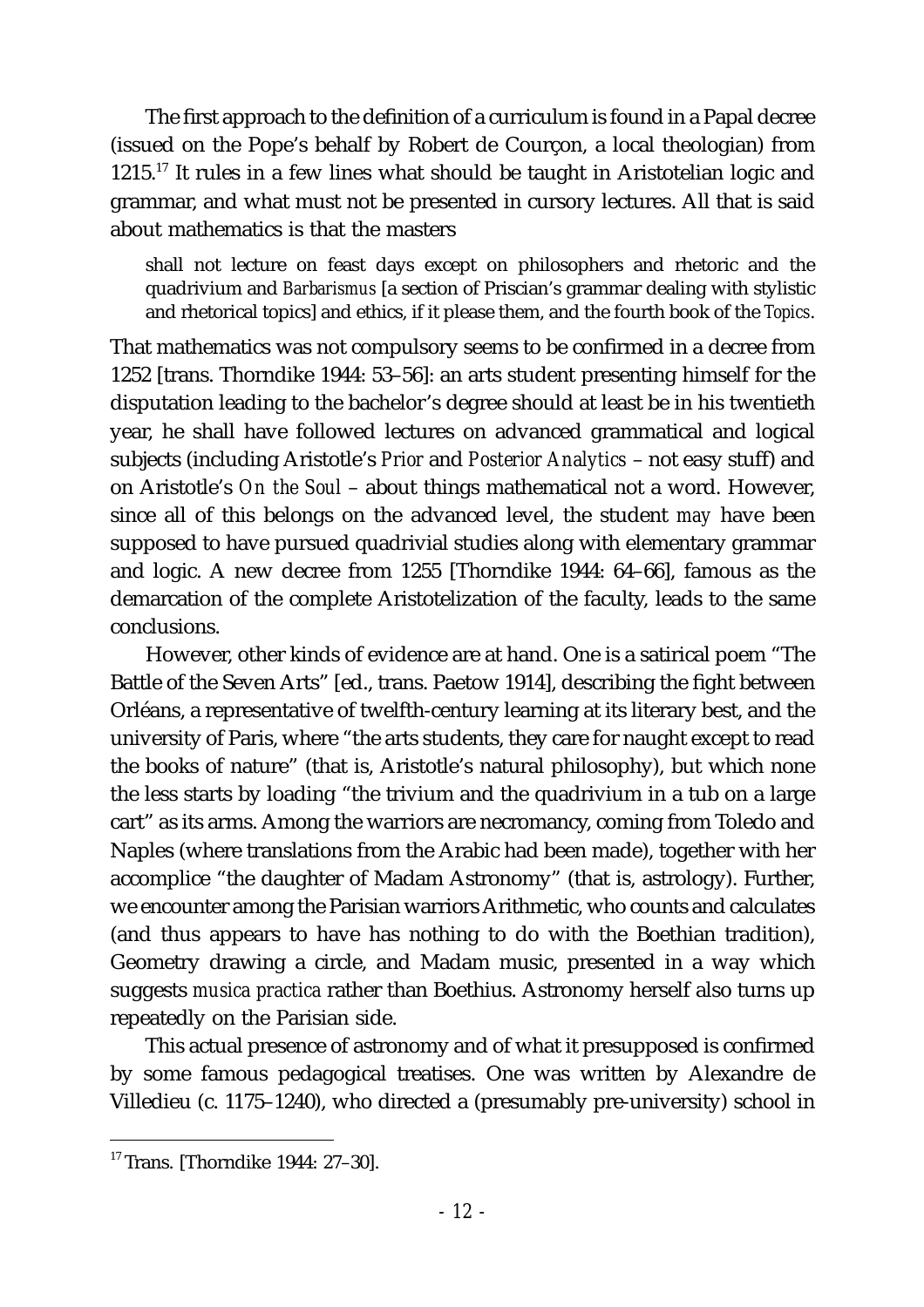The first approach to the definition of a curriculum is found in a Papal decree (issued on the Pope's behalf by Robert de Courçon, a local theologian) from 1215.[17] It rules in a few lines what should be taught in Aristotelian logic and grammar, and what must not be presented in cursory lectures. All that is said about mathematics is that the masters

> shall not lecture on feast days except on philosophers and rhetoric and the quadrivium and *Barbarismus* [a section of Priscian's grammar dealing with stylistic and rhetorical topics] and ethics, if it please them, and the fourth book of the *Topics*.

That mathematics was not compulsory seems to be confirmed in a decree from 1252 [trans. Thorndike 1944: 53–56]: an arts student presenting himself for the disputation leading to the bachelor's degree should at least be in his twentieth year, he shall have followed lectures on advanced grammatical and logical subjects (including Aristotle's *Prior* and *Posterior Analytics* – not easy stuff) and on Aristotle's *On the Soul* – about things mathematical not a word. However, since all of this belongs on the advanced level, the student *may* have been supposed to have pursued quadrivial studies along with elementary grammar and logic. A new decree from 1255 [Thorndike 1944: 64–66], famous as the demarcation of the complete Aristotelization of the faculty, leads to the same conclusions.

However, other kinds of evidence are at hand. One is a satirical poem "The Battle of the Seven Arts" [ed., trans. Paetow 1914], describing the fight between Orléans, a representative of twelfth-century learning at its literary best, and the university of Paris, where "the arts students, they care for naught except to read the books of nature" (that is, Aristotle's natural philosophy), but which none the less starts by loading "the trivium and the quadrivium in a tub on a large cart" as its arms. Among the warriors are necromancy, coming from Toledo and Naples (where translations from the Arabic had been made), together with her accomplice "the daughter of Madam Astronomy" (that is, astrology). Further, we encounter among the Parisian warriors Arithmetic, who counts and calculates (and thus appears to have has nothing to do with the Boethian tradition), Geometry drawing a circle, and Madam music, presented in a way which suggests *musica practica* rather than Boethius. Astronomy herself also turns up repeatedly on the Parisian side.

This actual presence of astronomy and of what it presupposed is confirmed by some famous pedagogical treatises. One was written by Alexandre de Villedieu (c. 1175–1240), who directed a (presumably pre-university) school in

---

[17] Trans. [Thorndike 1944: 27–30].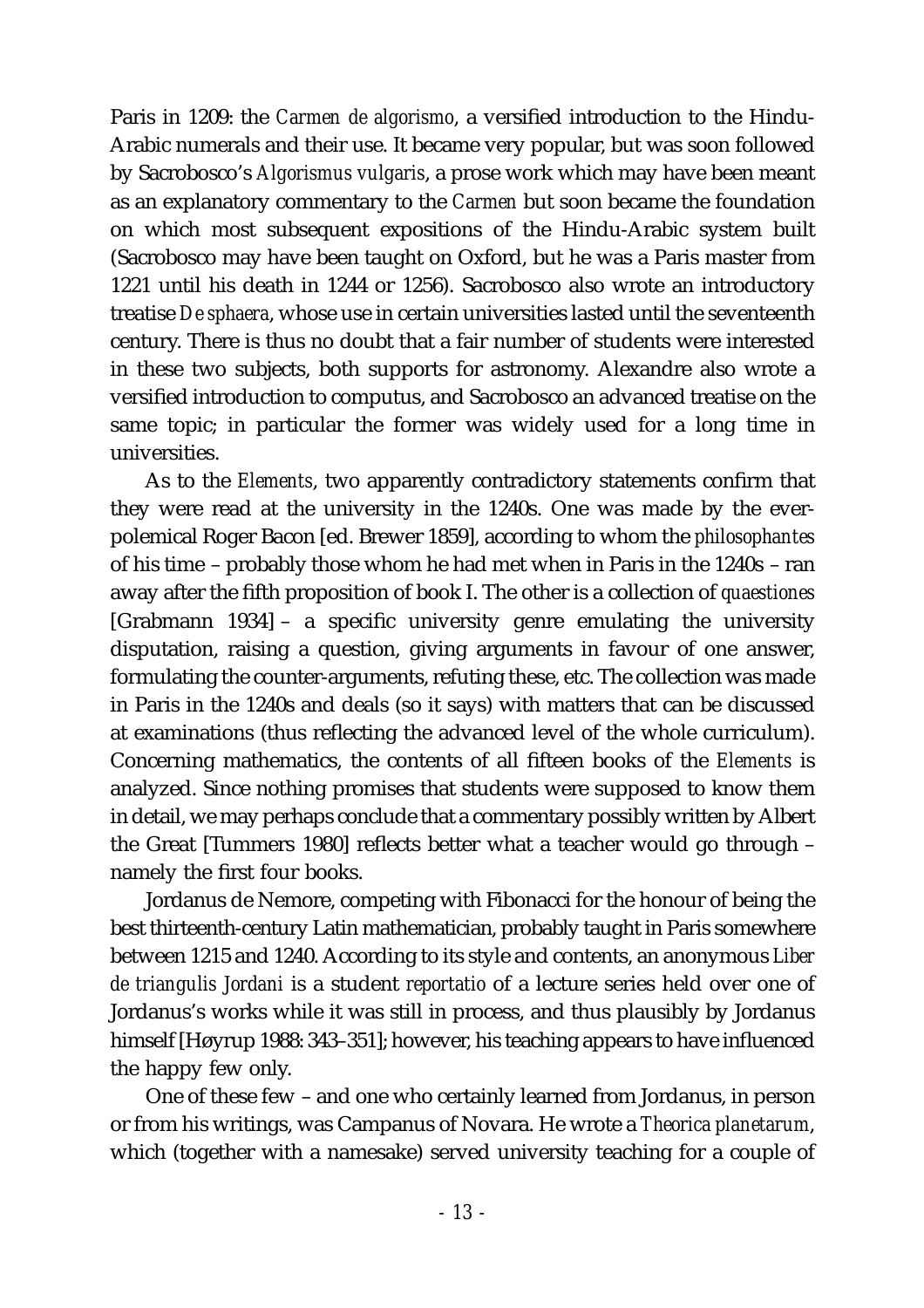Paris in 1209: the *Carmen de algorismo*, a versified introduction to the Hindu-Arabic numerals and their use. It became very popular, but was soon followed by Sacrobosco's *Algorismus vulgaris*, a prose work which may have been meant as an explanatory commentary to the *Carmen* but soon became the foundation on which most subsequent expositions of the Hindu-Arabic system built (Sacrobosco may have been taught on Oxford, but he was a Paris master from 1221 until his death in 1244 or 1256). Sacrobosco also wrote an introductory treatise *De sphaera*, whose use in certain universities lasted until the seventeenth century. There is thus no doubt that a fair number of students were interested in these two subjects, both supports for astronomy. Alexandre also wrote a versified introduction to computus, and Sacrobosco an advanced treatise on the same topic; in particular the former was widely used for a long time in universities.

As to the *Elements*, two apparently contradictory statements confirm that they were read at the university in the 1240s. One was made by the ever-polemical Roger Bacon [ed. Brewer 1859], according to whom the *philosophantes* of his time – probably those whom he had met when in Paris in the 1240s – ran away after the fifth proposition of book I. The other is a collection of *quaestiones* [Grabmann 1934] – a specific university genre emulating the university disputation, raising a question, giving arguments in favour of one answer, formulating the counter-arguments, refuting these, etc. The collection was made in Paris in the 1240s and deals (so it says) with matters that can be discussed at examinations (thus reflecting the advanced level of the whole curriculum). Concerning mathematics, the contents of all fifteen books of the *Elements* is analyzed. Since nothing promises that students were supposed to know them in detail, we may perhaps conclude that a commentary possibly written by Albert the Great [Tummers 1980] reflects better what a teacher would go through – namely the first four books.

Jordanus de Nemore, competing with Fibonacci for the honour of being the best thirteenth-century Latin mathematician, probably taught in Paris somewhere between 1215 and 1240. According to its style and contents, an anonymous *Liber de triangulis Jordani* is a student *reportatio* of a lecture series held over one of Jordanus's works while it was still in process, and thus plausibly by Jordanus himself [Høyrup 1988: 343–351]; however, his teaching appears to have influenced the happy few only.

One of these few – and one who certainly learned from Jordanus, in person or from his writings, was Campanus of Novara. He wrote a *Theorica planetarum*, which (together with a namesake) served university teaching for a couple of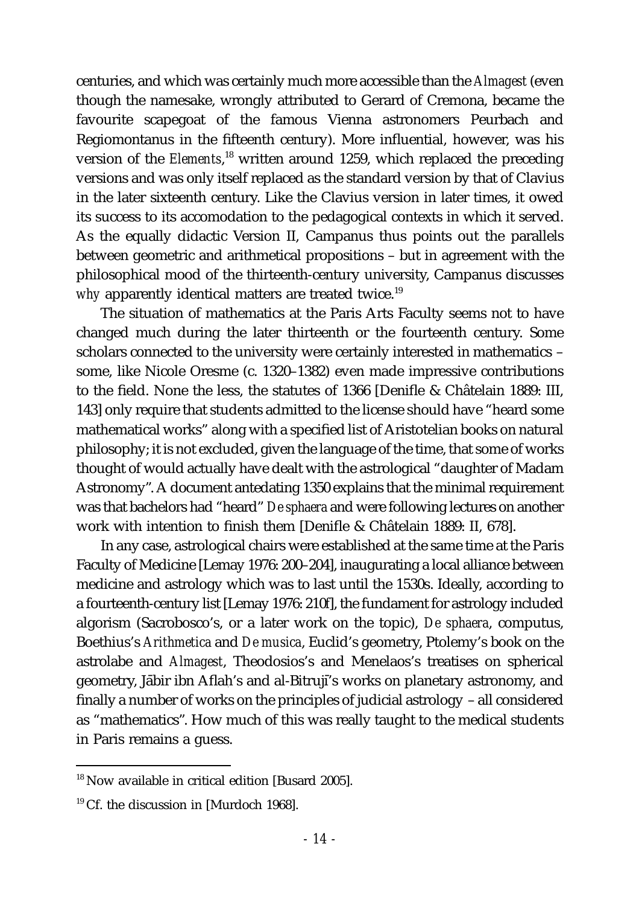centuries, and which was certainly much more accessible than the *Almagest* (even though the namesake, wrongly attributed to Gerard of Cremona, became the favourite scapegoat of the famous Vienna astronomers Peurbach and Regiomontanus in the fifteenth century). More influential, however, was his version of the *Elements*,[18] written around 1259, which replaced the preceding versions and was only itself replaced as the standard version by that of Clavius in the later sixteenth century. Like the Clavius version in later times, it owed its success to its accomodation to the pedagogical contexts in which it served. As the equally didactic Version II, Campanus thus points out the parallels between geometric and arithmetical propositions – but in agreement with the philosophical mood of the thirteenth-century university, Campanus discusses *why* apparently identical matters are treated twice.[19]

The situation of mathematics at the Paris Arts Faculty seems not to have changed much during the later thirteenth or the fourteenth century. Some scholars connected to the university were certainly interested in mathematics – some, like Nicole Oresme (c. 1320–1382) even made impressive contributions to the field. None the less, the statutes of 1366 [Denifle & Châtelain 1889: III, 143] only require that students admitted to the license should have "heard some mathematical works" along with a specified list of Aristotelian books on natural philosophy; it is not excluded, given the language of the time, that some of works thought of would actually have dealt with the astrological "daughter of Madam Astronomy". A document antedating 1350 explains that the minimal requirement was that bachelors had "heard" *De sphaera* and were following lectures on another work with intention to finish them [Denifle & Châtelain 1889: II, 678].

In any case, astrological chairs were established at the same time at the Paris Faculty of Medicine [Lemay 1976: 200–204], inaugurating a local alliance between medicine and astrology which was to last until the 1530s. Ideally, according to a fourteenth-century list [Lemay 1976: 210f], the fundament for astrology included algorism (Sacrobosco's, or a later work on the topic), *De sphaera*, computus, Boethius's *Arithmetica* and *De musica*, Euclid's geometry, Ptolemy's book on the astrolabe and *Almagest*, Theodosios's and Menelaos's treatises on spherical geometry, Jābir ibn Aflaḥ's and al-Bitrujī's works on planetary astronomy, and finally a number of works on the principles of judicial astrology – all considered as "mathematics". How much of this was really taught to the medical students in Paris remains a guess.

---

[18] Now available in critical edition [Busard 2005].

[19] Cf. the discussion in [Murdoch 1968].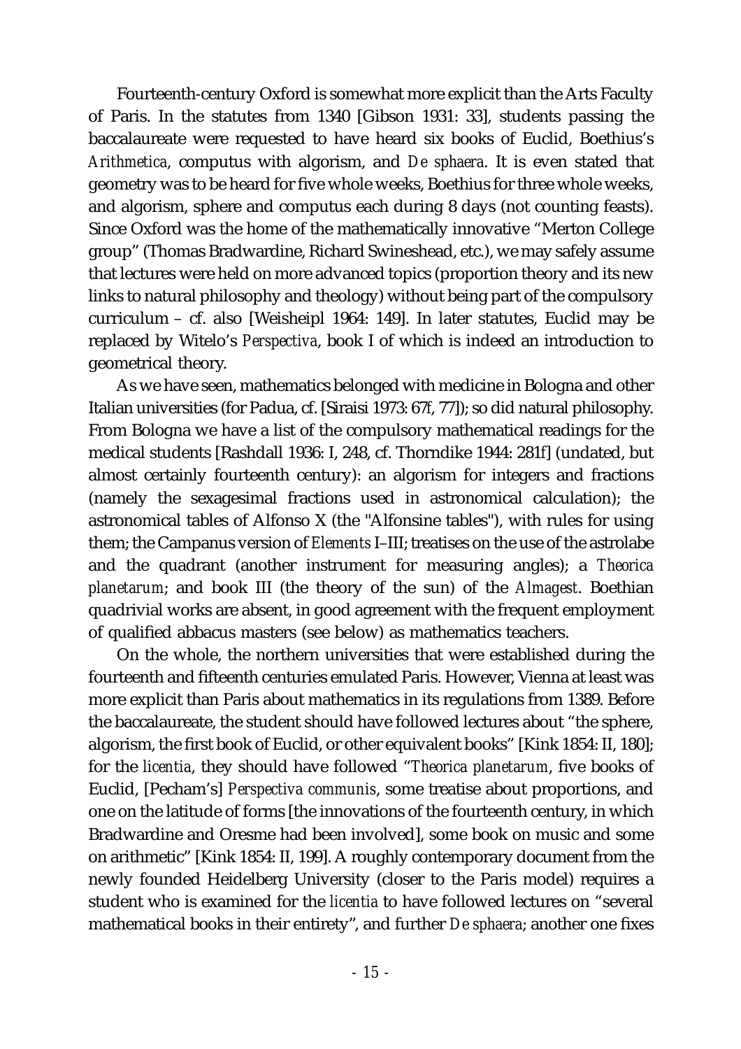Fourteenth-century Oxford is somewhat more explicit than the Arts Faculty of Paris. In the statutes from 1340 [Gibson 1931: 33], students passing the baccalaureate were requested to have heard six books of Euclid, Boethius's *Arithmetica*, computus with algorism, and *De sphaera*. It is even stated that geometry was to be heard for five whole weeks, Boethius for three whole weeks, and algorism, sphere and computus each during 8 days (not counting feasts). Since Oxford was the home of the mathematically innovative "Merton College group" (Thomas Bradwardine, Richard Swineshead, etc.), we may safely assume that lectures were held on more advanced topics (proportion theory and its new links to natural philosophy and theology) without being part of the compulsory curriculum – cf. also [Weisheipl 1964: 149]. In later statutes, Euclid may be replaced by Witelo's *Perspectiva*, book I of which is indeed an introduction to geometrical theory.

As we have seen, mathematics belonged with medicine in Bologna and other Italian universities (for Padua, cf. [Siraisi 1973: 67f, 77]); so did natural philosophy. From Bologna we have a list of the compulsory mathematical readings for the medical students [Rashdall 1936: I, 248, cf. Thorndike 1944: 281f] (undated, but almost certainly fourteenth century): an algorism for integers and fractions (namely the sexagesimal fractions used in astronomical calculation); the astronomical tables of Alfonso X (the "Alfonsine tables"), with rules for using them; the Campanus version of *Elements* I–III; treatises on the use of the astrolabe and the quadrant (another instrument for measuring angles); a *Theorica planetarum*; and book III (the theory of the sun) of the *Almagest*. Boethian quadrivial works are absent, in good agreement with the frequent employment of qualified abbacus masters (see below) as mathematics teachers.

On the whole, the northern universities that were established during the fourteenth and fifteenth centuries emulated Paris. However, Vienna at least was more explicit than Paris about mathematics in its regulations from 1389. Before the baccalaureate, the student should have followed lectures about "the sphere, algorism, the first book of Euclid, or other equivalent books" [Kink 1854: II, 180]; for the *licentia*, they should have followed "*Theorica planetarum*, five books of Euclid, [Pecham's] *Perspectiva communis*, some treatise about proportions, and one on the latitude of forms [the innovations of the fourteenth century, in which Bradwardine and Oresme had been involved], some book on music and some on arithmetic" [Kink 1854: II, 199]. A roughly contemporary document from the newly founded Heidelberg University (closer to the Paris model) requires a student who is examined for the *licentia* to have followed lectures on "several mathematical books in their entirety", and further *De sphaera*; another one fixes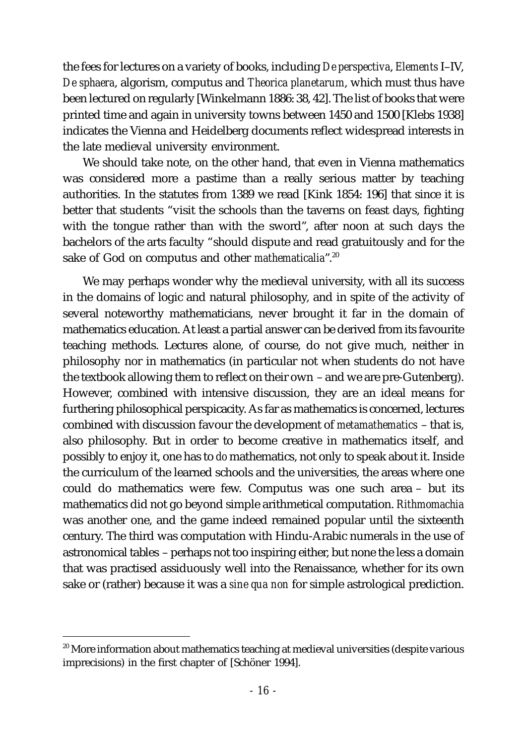the fees for lectures on a variety of books, including *De perspectiva*, *Elements* I–IV, *De sphaera*, algorism, computus and *Theorica planetarum*, which must thus have been lectured on regularly [Winkelmann 1886: 38, 42]. The list of books that were printed time and again in university towns between 1450 and 1500 [Klebs 1938] indicates the Vienna and Heidelberg documents reflect widespread interests in the late medieval university environment.

We should take note, on the other hand, that even in Vienna mathematics was considered more a pastime than a really serious matter by teaching authorities. In the statutes from 1389 we read [Kink 1854: 196] that since it is better that students "visit the schools than the taverns on feast days, fighting with the tongue rather than with the sword", after noon at such days the bachelors of the arts faculty "should dispute and read gratuitously and for the sake of God on computus and other *mathematicalia*".[20]

We may perhaps wonder why the medieval university, with all its success in the domains of logic and natural philosophy, and in spite of the activity of several noteworthy mathematicians, never brought it far in the domain of mathematics education. At least a partial answer can be derived from its favourite teaching methods. Lectures alone, of course, do not give much, neither in philosophy nor in mathematics (in particular not when students do not have the textbook allowing them to reflect on their own – and we are pre-Gutenberg). However, combined with intensive discussion, they are an ideal means for furthering philosophical perspicacity. As far as mathematics is concerned, lectures combined with discussion favour the development of *metamathematics* – that is, also philosophy. But in order to become creative in mathematics itself, and possibly to enjoy it, one has to *do* mathematics, not only to speak about it. Inside the curriculum of the learned schools and the universities, the areas where one could do mathematics were few. Computus was one such area – but its mathematics did not go beyond simple arithmetical computation. *Rithmomachia* was another one, and the game indeed remained popular until the sixteenth century. The third was computation with Hindu-Arabic numerals in the use of astronomical tables – perhaps not too inspiring either, but none the less a domain that was practised assiduously well into the Renaissance, whether for its own sake or (rather) because it was a *sine qua non* for simple astrological prediction.

---

[20] More information about mathematics teaching at medieval universities (despite various imprecisions) in the first chapter of [Schöner 1994].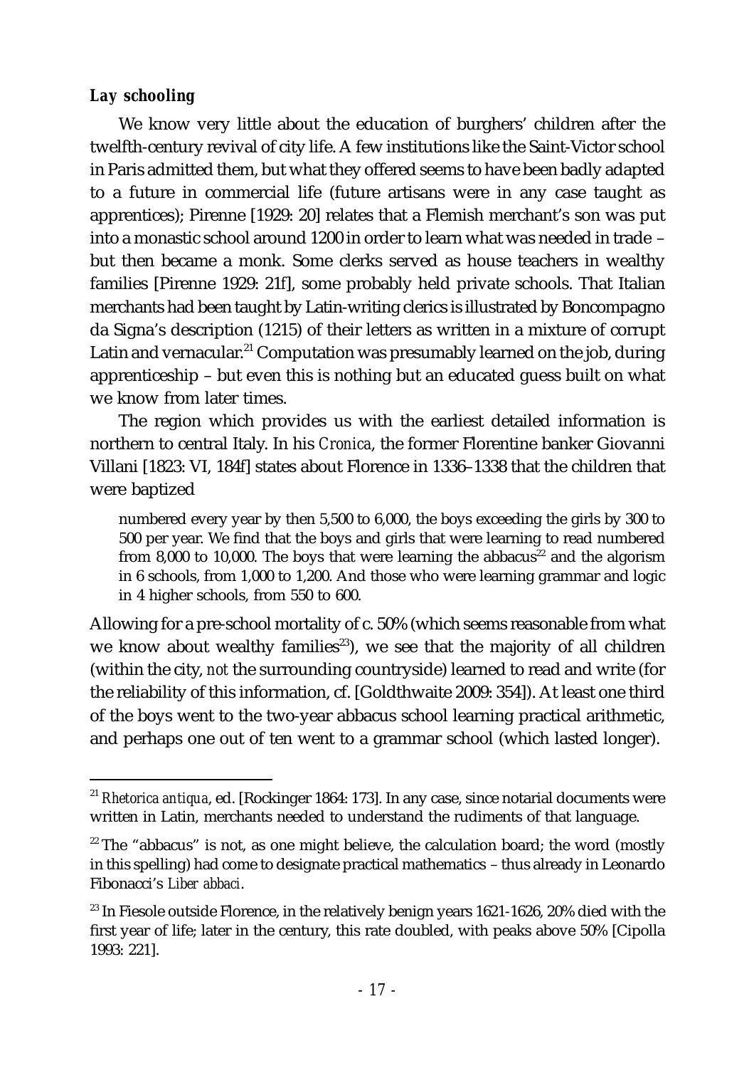### *Lay schooling*

We know very little about the education of burghers' children after the twelfth-century revival of city life. A few institutions like the Saint-Victor school in Paris admitted them, but what they offered seems to have been badly adapted to a future in commercial life (future artisans were in any case taught as apprentices); Pirenne [1929: 20] relates that a Flemish merchant's son was put into a monastic school around 1200 in order to learn what was needed in trade – but then became a monk. Some clerks served as house teachers in wealthy families [Pirenne 1929: 21f], some probably held private schools. That Italian merchants had been taught by Latin-writing clerics is illustrated by Boncompagno da Signa's description (1215) of their letters as written in a mixture of corrupt Latin and vernacular.[21] Computation was presumably learned on the job, during apprenticeship – but even this is nothing but an educated guess built on what we know from later times.

The region which provides us with the earliest detailed information is northern to central Italy. In his *Cronica*, the former Florentine banker Giovanni Villani [1823: VI, 184f] states about Florence in 1336–1338 that the children that were baptized

> numbered every year by then 5,500 to 6,000, the boys exceeding the girls by 300 to 500 per year. We find that the boys and girls that were learning to read numbered from 8,000 to 10,000. The boys that were learning the abbacus[22] and the algorism in 6 schools, from 1,000 to 1,200. And those who were learning grammar and logic in 4 higher schools, from 550 to 600.

Allowing for a pre-school mortality of c. 50% (which seems reasonable from what we know about wealthy families[23]), we see that the majority of all children (within the city, *not* the surrounding countryside) learned to read and write (for the reliability of this information, cf. [Goldthwaite 2009: 354]). At least one third of the boys went to the two-year abbacus school learning practical arithmetic, and perhaps one out of ten went to a grammar school (which lasted longer).

---

[21] *Rhetorica antiqua*, ed. [Rockinger 1864: 173]. In any case, since notarial documents were written in Latin, merchants needed to understand the rudiments of that language.

[22] The "abbacus" is not, as one might believe, the calculation board; the word (mostly in this spelling) had come to designate practical mathematics – thus already in Leonardo Fibonacci's *Liber abbaci*.

[23] In Fiesole outside Florence, in the relatively benign years 1621-1626, 20% died with the first year of life; later in the century, this rate doubled, with peaks above 50% [Cipolla 1993: 221].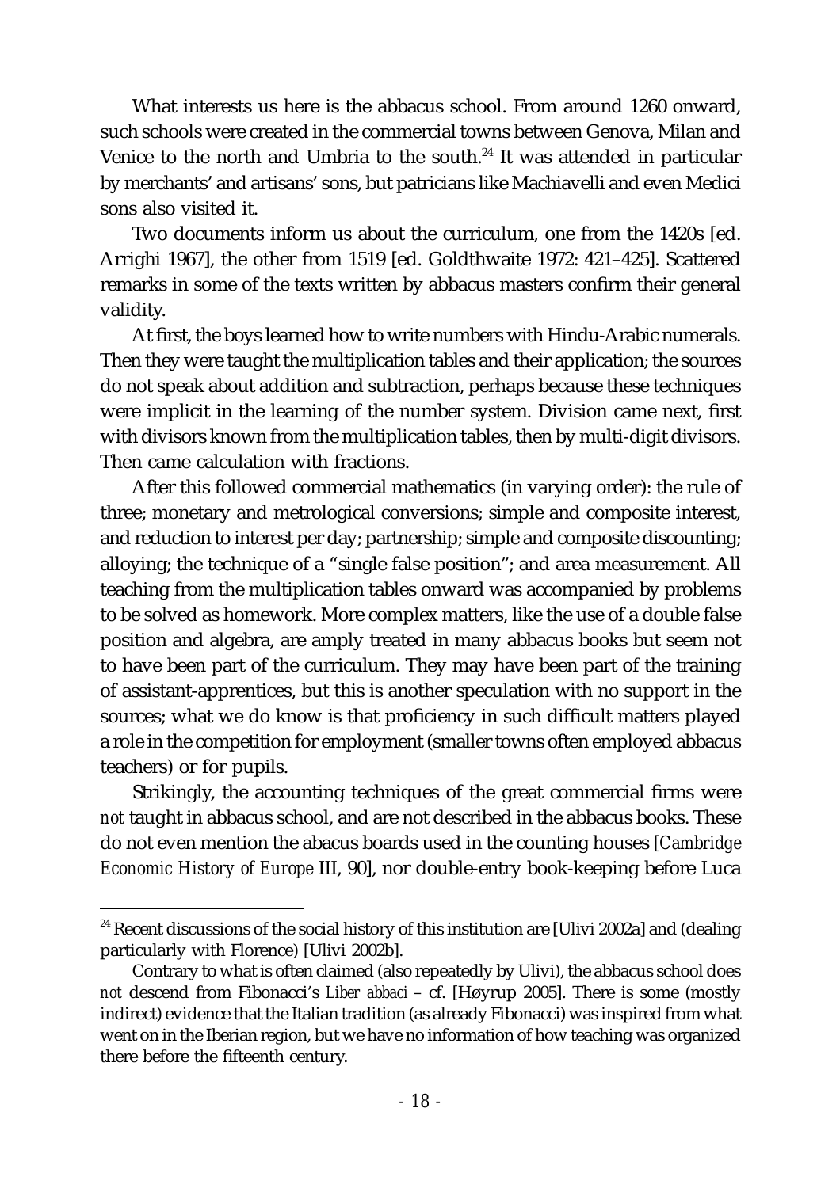What interests us here is the abbacus school. From around 1260 onward, such schools were created in the commercial towns between Genova, Milan and Venice to the north and Umbria to the south.[24] It was attended in particular by merchants' and artisans' sons, but patricians like Machiavelli and even Medici sons also visited it.

Two documents inform us about the curriculum, one from the 1420s [ed. Arrighi 1967], the other from 1519 [ed. Goldthwaite 1972: 421–425]. Scattered remarks in some of the texts written by abbacus masters confirm their general validity.

At first, the boys learned how to write numbers with Hindu-Arabic numerals. Then they were taught the multiplication tables and their application; the sources do not speak about addition and subtraction, perhaps because these techniques were implicit in the learning of the number system. Division came next, first with divisors known from the multiplication tables, then by multi-digit divisors. Then came calculation with fractions.

After this followed commercial mathematics (in varying order): the rule of three; monetary and metrological conversions; simple and composite interest, and reduction to interest per day; partnership; simple and composite discounting; alloying; the technique of a "single false position"; and area measurement. All teaching from the multiplication tables onward was accompanied by problems to be solved as homework. More complex matters, like the use of a double false position and algebra, are amply treated in many abbacus books but seem not to have been part of the curriculum. They may have been part of the training of assistant-apprentices, but this is another speculation with no support in the sources; what we do know is that proficiency in such difficult matters played a role in the competition for employment (smaller towns often employed abbacus teachers) or for pupils.

Strikingly, the accounting techniques of the great commercial firms were *not* taught in abbacus school, and are not described in the abbacus books. These do not even mention the abacus boards used in the counting houses [*Cambridge Economic History of Europe* III, 90], nor double-entry book-keeping before Luca

---

[24] Recent discussions of the social history of this institution are [Ulivi 2002a] and (dealing particularly with Florence) [Ulivi 2002b].

Contrary to what is often claimed (also repeatedly by Ulivi), the abbacus school does *not* descend from Fibonacci's *Liber abbaci* – cf. [Høyrup 2005]. There is some (mostly indirect) evidence that the Italian tradition (as already Fibonacci) was inspired from what went on in the Iberian region, but we have no information of how teaching was organized there before the fifteenth century.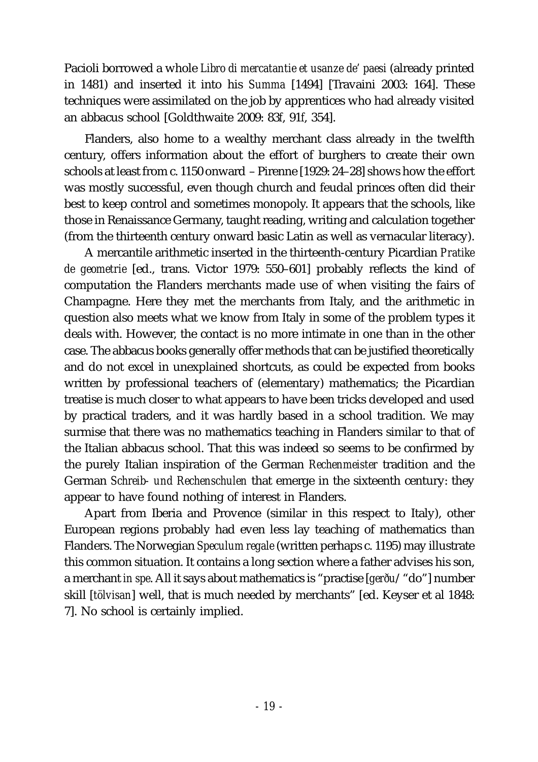Pacioli borrowed a whole *Libro di mercatantie et usanze de' paesi* (already printed in 1481) and inserted it into his *Summa* [1494] [Travaini 2003: 164]. These techniques were assimilated on the job by apprentices who had already visited an abbacus school [Goldthwaite 2009: 83*f*, 91*f*, 354].

Flanders, also home to a wealthy merchant class already in the twelfth century, offers information about the effort of burghers to create their own schools at least from c. 1150 onward – Pirenne [1929: 24–28] shows how the effort was mostly successful, even though church and feudal princes often did their best to keep control and sometimes monopoly. It appears that the schools, like those in Renaissance Germany, taught reading, writing and calculation together (from the thirteenth century onward basic Latin as well as vernacular literacy).

A mercantile arithmetic inserted in the thirteenth-century Picardian *Pratike de geometrie* [ed., trans. Victor 1979: 550–601] probably reflects the kind of computation the Flanders merchants made use of when visiting the fairs of Champagne. Here they met the merchants from Italy, and the arithmetic in question also meets what we know from Italy in some of the problem types it deals with. However, the contact is no more intimate in one than in the other case. The abbacus books generally offer methods that can be justified theoretically and do not excel in unexplained shortcuts, as could be expected from books written by professional teachers of (elementary) mathematics; the Picardian treatise is much closer to what appears to have been tricks developed and used by practical traders, and it was hardly based in a school tradition. We may surmise that there was no mathematics teaching in Flanders similar to that of the Italian abbacus school. That this was indeed so seems to be confirmed by the purely Italian inspiration of the German *Rechenmeister* tradition and the German *Schreib- und Rechenschulen* that emerge in the sixteenth century: they appear to have found nothing of interest in Flanders.

Apart from Iberia and Provence (similar in this respect to Italy), other European regions probably had even less lay teaching of mathematics than Flanders. The Norwegian *Speculum regale* (written perhaps c. 1195) may illustrate this common situation. It contains a long section where a father advises his son, a merchant *in spe*. All it says about mathematics is "practise [*gerðu*/"do"] number skill [*tölvisan*] well, that is much needed by merchants" [ed. Keyser et al 1848: 7]. No school is certainly implied.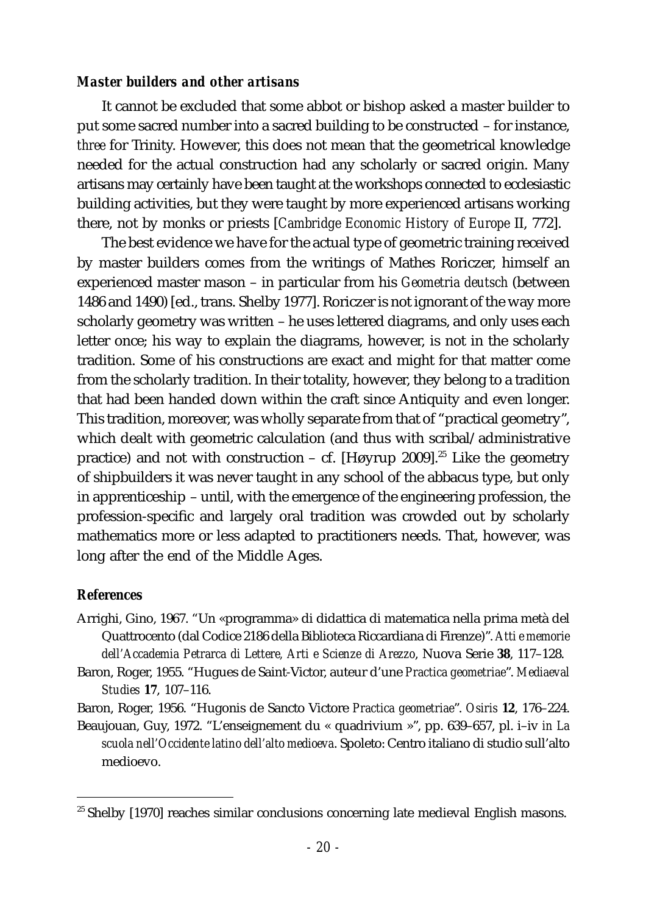### *Master builders and other artisans*

It cannot be excluded that some abbot or bishop asked a master builder to put some sacred number into a sacred building to be constructed – for instance, *three* for Trinity. However, this does not mean that the geometrical knowledge needed for the actual construction had any scholarly or sacred origin. Many artisans may certainly have been taught at the workshops connected to ecclesiastic building activities, but they were taught by more experienced artisans working there, not by monks or priests [*Cambridge Economic History of Europe* II, 772].

The best evidence we have for the actual type of geometric training received by master builders comes from the writings of Mathes Roriczer, himself an experienced master mason – in particular from his *Geometria deutsch* (between 1486 and 1490) [ed., trans. Shelby 1977]. Roriczer is not ignorant of the way more scholarly geometry was written – he uses lettered diagrams, and only uses each letter once; his way to explain the diagrams, however, is not in the scholarly tradition. Some of his constructions are exact and might for that matter come from the scholarly tradition. In their totality, however, they belong to a tradition that had been handed down within the craft since Antiquity and even longer. This tradition, moreover, was wholly separate from that of "practical geometry", which dealt with geometric calculation (and thus with scribal/administrative practice) and not with construction – cf. [Høyrup 2009].[25] Like the geometry of shipbuilders it was never taught in any school of the abbacus type, but only in apprenticeship – until, with the emergence of the engineering profession, the profession-specific and largely oral tradition was crowded out by scholarly mathematics more or less adapted to practitioners needs. That, however, was long after the end of the Middle Ages.

### References

Arrighi, Gino, 1967. "Un «programma» di didattica di matematica nella prima metà del Quattrocento (dal Codice 2186 della Biblioteca Riccardiana di Firenze)". *Atti e memorie dell'Accademia Petrarca di Lettere, Arti e Scienze di Arezzo*, Nuova Serie **38**, 117–128.

Baron, Roger, 1955. "Hugues de Saint-Victor, auteur d'une *Practica geometriae*". *Mediaeval Studies* **17**, 107–116.

Baron, Roger, 1956. "Hugonis de Sancto Victore *Practica geometriae*". *Osiris* **12**, 176–224.

Beaujouan, Guy, 1972. "L'enseignement du « quadrivium »", pp. 639–657, pl. i–iv *in La scuola nell'Occidente latino dell'alto medioeva*. Spoleto: Centro italiano di studio sull'alto medioevo.

---

[25] Shelby [1970] reaches similar conclusions concerning late medieval English masons.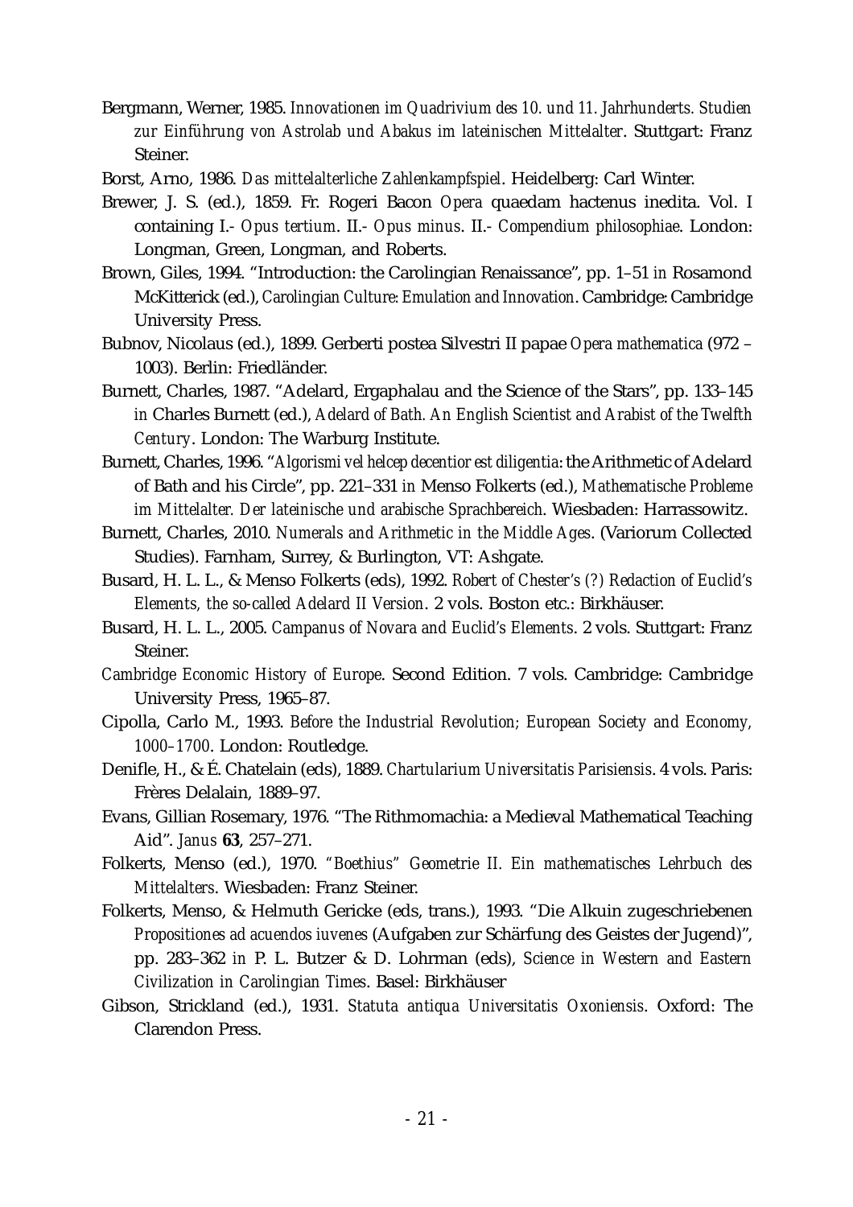Bergmann, Werner, 1985. *Innovationen im Quadrivium des 10. und 11. Jahrhunderts. Studien zur Einführung von Astrolab und Abakus im lateinischen Mittelalter*. Stuttgart: Franz Steiner.

Borst, Arno, 1986. *Das mittelalterliche Zahlenkampfspiel*. Heidelberg: Carl Winter.

Brewer, J. S. (ed.), 1859. Fr. Rogeri Bacon *Opera* quaedam hactenus inedita. Vol. I containing I.- *Opus tertium*. II.- *Opus minus*. II.- *Compendium philosophiae*. London: Longman, Green, Longman, and Roberts.

Brown, Giles, 1994. "Introduction: the Carolingian Renaissance", pp. 1–51 *in* Rosamond McKitterick (ed.), *Carolingian Culture: Emulation and Innovation*. Cambridge: Cambridge University Press.

Bubnov, Nicolaus (ed.), 1899. Gerberti postea Silvestri II papae *Opera mathematica* (972 – 1003). Berlin: Friedländer.

Burnett, Charles, 1987. "Adelard, Ergaphalau and the Science of the Stars", pp. 133–145 *in* Charles Burnett (ed.), *Adelard of Bath. An English Scientist and Arabist of the Twelfth Century*. London: The Warburg Institute.

Burnett, Charles, 1996. "*Algorismi vel helcep decentior est diligentia*: the Arithmetic of Adelard of Bath and his Circle", pp. 221–331 *in* Menso Folkerts (ed.), *Mathematische Probleme im Mittelalter. Der lateinische und arabische Sprachbereich*. Wiesbaden: Harrassowitz.

Burnett, Charles, 2010. *Numerals and Arithmetic in the Middle Ages*. (Variorum Collected Studies). Farnham, Surrey, & Burlington, VT: Ashgate.

Busard, H. L. L., & Menso Folkerts (eds), 1992. *Robert of Chester's (?) Redaction of Euclid's Elements, the so-called Adelard II Version*. 2 vols. Boston etc.: Birkhäuser.

Busard, H. L. L., 2005. *Campanus of Novara and Euclid's Elements*. 2 vols. Stuttgart: Franz Steiner.

*Cambridge Economic History of Europe*. Second Edition. 7 vols. Cambridge: Cambridge University Press, 1965–87.

Cipolla, Carlo M., 1993. *Before the Industrial Revolution; European Society and Economy, 1000–1700*. London: Routledge.

Denifle, H., & É. Chatelain (eds), 1889. *Chartularium Universitatis Parisiensis*. 4 vols. Paris: Frères Delalain, 1889–97.

Evans, Gillian Rosemary, 1976. "The Rithmomachia: a Medieval Mathematical Teaching Aid". *Janus* **63**, 257–271.

Folkerts, Menso (ed.), 1970. *"Boethius" Geometrie II. Ein mathematisches Lehrbuch des Mittelalters*. Wiesbaden: Franz Steiner.

Folkerts, Menso, & Helmuth Gericke (eds, trans.), 1993. "Die Alkuin zugeschriebenen *Propositiones ad acuendos iuvenes* (Aufgaben zur Schärfung des Geistes der Jugend)", pp. 283–362 *in* P. L. Butzer & D. Lohrman (eds), *Science in Western and Eastern Civilization in Carolingian Times*. Basel: Birkhäuser

Gibson, Strickland (ed.), 1931. *Statuta antiqua Universitatis Oxoniensis*. Oxford: The Clarendon Press.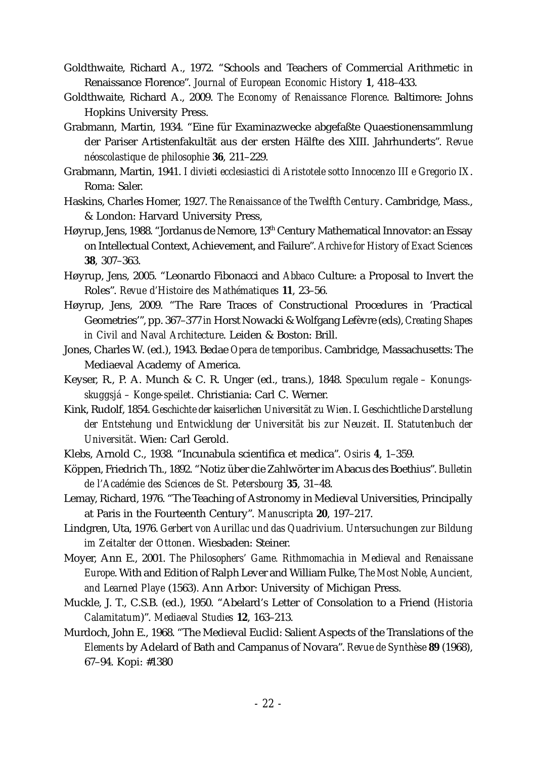Goldthwaite, Richard A., 1972. "Schools and Teachers of Commercial Arithmetic in Renaissance Florence". *Journal of European Economic History* **1**, 418–433.

Goldthwaite, Richard A., 2009. *The Economy of Renaissance Florence*. Baltimore: Johns Hopkins University Press.

Grabmann, Martin, 1934. "Eine für Examinazwecke abgefaßte Quaestionensammlung der Pariser Artistenfakultät aus der ersten Hälfte des XIII. Jahrhunderts". *Revue néoscolastique de philosophie* **36**, 211–229.

Grabmann, Martin, 1941. *I divieti ecclesiastici di Aristotele sotto Innocenzo III e Gregorio IX*. Roma: Saler.

Haskins, Charles Homer, 1927. *The Renaissance of the Twelfth Century*. Cambridge, Mass., & London: Harvard University Press,

Høyrup, Jens, 1988. "Jordanus de Nemore, 13th Century Mathematical Innovator: an Essay on Intellectual Context, Achievement, and Failure". *Archive for History of Exact Sciences* **38**, 307–363.

Høyrup, Jens, 2005. "Leonardo Fibonacci and *Abbaco* Culture: a Proposal to Invert the Roles". *Revue d'Histoire des Mathématiques* **11**, 23–56.

Høyrup, Jens, 2009. "The Rare Traces of Constructional Procedures in 'Practical Geometries'", pp. 367–377 in Horst Nowacki & Wolfgang Lefèvre (eds), *Creating Shapes in Civil and Naval Architecture*. Leiden & Boston: Brill.

Jones, Charles W. (ed.), 1943. Bedae *Opera de temporibus*. Cambridge, Massachusetts: The Mediaeval Academy of America.

Keyser, R., P. A. Munch & C. R. Unger (ed., trans.), 1848. *Speculum regale – Konungs-skuggsjá – Konge-speilet*. Christiania: Carl C. Werner.

Kink, Rudolf, 1854. *Geschichte der kaiserlichen Universität zu Wien*. I. *Geschichtliche Darstellung der Entstehung und Entwicklung der Universität bis zur Neuzeit*. II. *Statutenbuch der Universität*. Wien: Carl Gerold.

Klebs, Arnold C., 1938. "Incunabula scientifica et medica". *Osiris* **4**, 1–359.

Köppen, Friedrich Th., 1892. "Notiz über die Zahlwörter im Abacus des Boethius". *Bulletin de l'Académie des Sciences de St. Petersbourg* **35**, 31–48.

Lemay, Richard, 1976. "The Teaching of Astronomy in Medieval Universities, Principally at Paris in the Fourteenth Century". *Manuscripta* **20**, 197–217.

Lindgren, Uta, 1976. *Gerbert von Aurillac und das Quadrivium. Untersuchungen zur Bildung im Zeitalter der Ottonen*. Wiesbaden: Steiner.

Moyer, Ann E., 2001. *The Philosophers' Game. Rithmomachia in Medieval and Renaissane Europe*. With and Edition of Ralph Lever and William Fulke, *The Most Noble, Auncient, and Learned Playe* (1563). Ann Arbor: University of Michigan Press.

Muckle, J. T., C.S.B. (ed.), 1950. "Abelard's Letter of Consolation to a Friend (*Historia Calamitatum*)". *Mediaeval Studies* **12**, 163–213.

Murdoch, John E., 1968. "The Medieval Euclid: Salient Aspects of the Translations of the *Elements* by Adelard of Bath and Campanus of Novara". *Revue de Synthèse* **89** (1968), 67–94. Kopi: #1380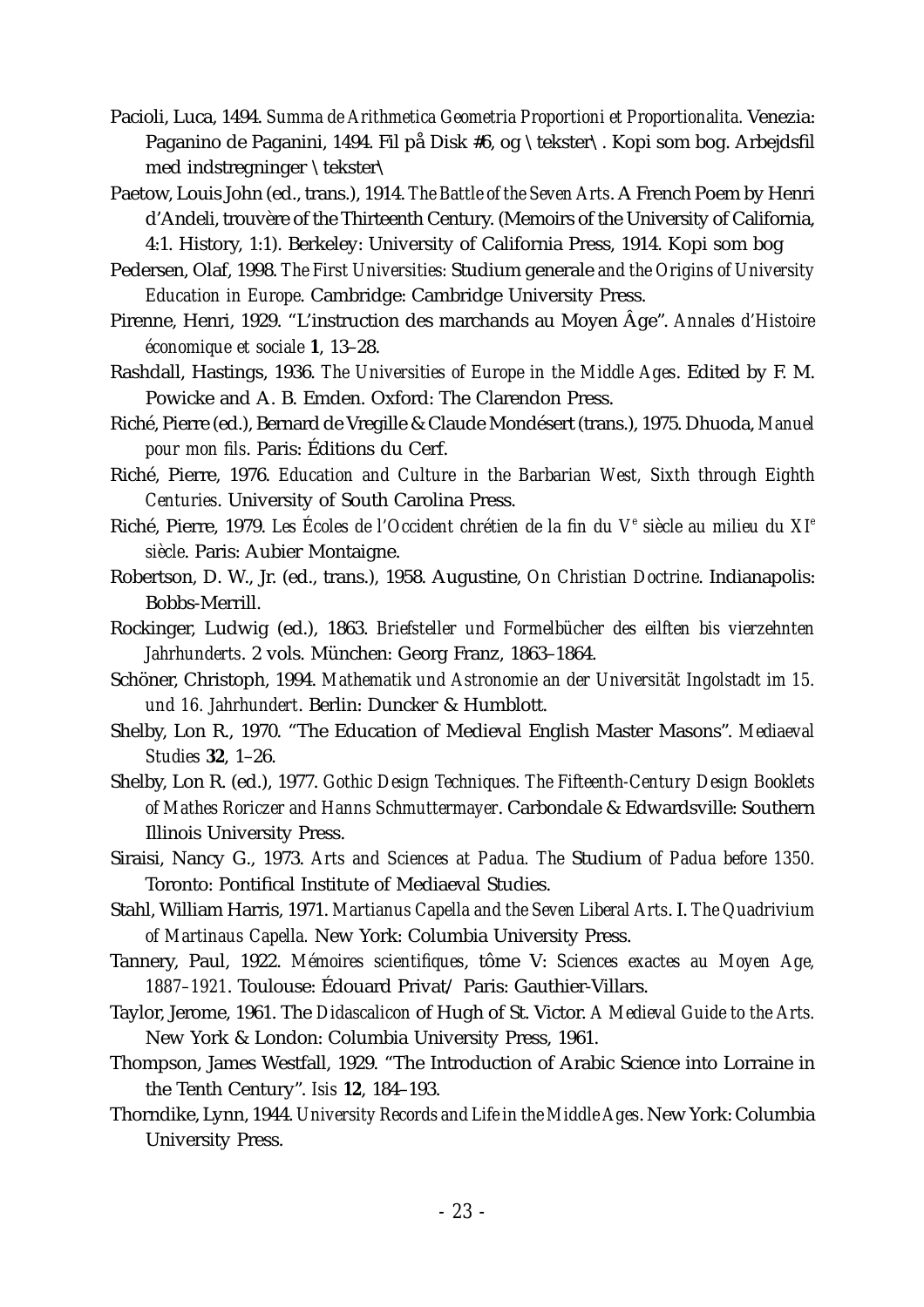Pacioli, Luca, 1494. *Summa de Arithmetica Geometria Proportioni et Proportionalita*. Venezia: Paganino de Paganini, 1494. Fil på Disk #6, og \tekster\. Kopi som bog. Arbejdsfil med indstregninger \tekster\

Paetow, Louis John (ed., trans.), 1914. *The Battle of the Seven Arts*. A French Poem by Henri d'Andeli, trouvère of the Thirteenth Century. (Memoirs of the University of California, 4:1. History, 1:1). Berkeley: University of California Press, 1914. Kopi som bog

Pedersen, Olaf, 1998. *The First Universities:* Studium generale *and the Origins of University Education in Europe*. Cambridge: Cambridge University Press.

Pirenne, Henri, 1929. "L'instruction des marchands au Moyen Âge". *Annales d'Histoire économique et sociale* **1**, 13–28.

Rashdall, Hastings, 1936. *The Universities of Europe in the Middle Ages*. Edited by F. M. Powicke and A. B. Emden. Oxford: The Clarendon Press.

Riché, Pierre (ed.), Bernard de Vregille & Claude Mondésert (trans.), 1975. Dhuoda, *Manuel pour mon fils*. Paris: Éditions du Cerf.

Riché, Pierre, 1976. *Education and Culture in the Barbarian West, Sixth through Eighth Centuries*. University of South Carolina Press.

Riché, Pierre, 1979. *Les Écoles de l'Occident chrétien de la fin du Ve siècle au milieu du XIe siècle*. Paris: Aubier Montaigne.

Robertson, D. W., Jr. (ed., trans.), 1958. Augustine, *On Christian Doctrine*. Indianapolis: Bobbs-Merrill.

Rockinger, Ludwig (ed.), 1863. *Briefsteller und Formelbücher des eilften bis vierzehnten Jahrhunderts*. 2 vols. München: Georg Franz, 1863–1864.

Schöner, Christoph, 1994. *Mathematik und Astronomie an der Universität Ingolstadt im 15. und 16. Jahrhundert*. Berlin: Duncker & Humblott.

Shelby, Lon R., 1970. "The Education of Medieval English Master Masons". *Mediaeval Studies* **32**, 1–26.

Shelby, Lon R. (ed.), 1977. *Gothic Design Techniques. The Fifteenth-Century Design Booklets of Mathes Roriczer and Hanns Schmuttermayer*. Carbondale & Edwardsville: Southern Illinois University Press.

Siraisi, Nancy G., 1973. *Arts and Sciences at Padua. The* Studium *of Padua before 1350.* Toronto: Pontifical Institute of Mediaeval Studies.

Stahl, William Harris, 1971. *Martianus Capella and the Seven Liberal Arts*. I. *The Quadrivium of Martinaus Capella.* New York: Columbia University Press.

Tannery, Paul, 1922. *Mémoires scientifiques*, tôme V: *Sciences exactes au Moyen Age, 1887–1921*. Toulouse: Édouard Privat/ Paris: Gauthier-Villars.

Taylor, Jerome, 1961. The *Didascalicon* of Hugh of St. Victor. *A Medieval Guide to the Arts.* New York & London: Columbia University Press, 1961.

Thompson, James Westfall, 1929. "The Introduction of Arabic Science into Lorraine in the Tenth Century". *Isis* **12**, 184–193.

Thorndike, Lynn, 1944. *University Records and Life in the Middle Ages*. New York: Columbia University Press.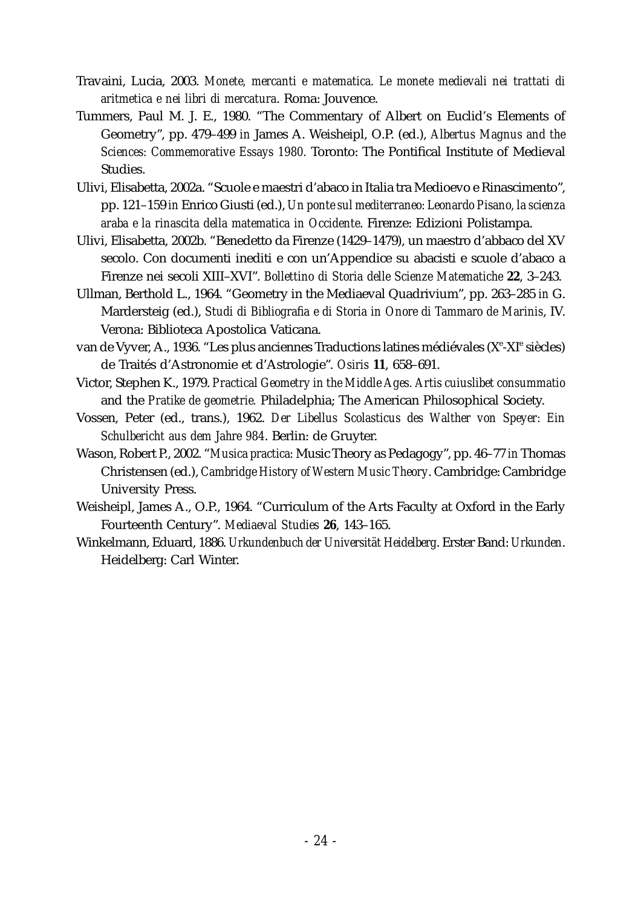Travaini, Lucia, 2003. *Monete, mercanti e matematica. Le monete medievali nei trattati di aritmetica e nei libri di mercatura*. Roma: Jouvence.

Tummers, Paul M. J. E., 1980. "The Commentary of Albert on Euclid's Elements of Geometry", pp. 479–499 *in* James A. Weisheipl, O.P. (ed.), *Albertus Magnus and the Sciences: Commemorative Essays 1980*. Toronto: The Pontifical Institute of Medieval Studies.

Ulivi, Elisabetta, 2002a. "Scuole e maestri d'abaco in Italia tra Medioevo e Rinascimento", pp. 121–159 *in* Enrico Giusti (ed.), *Un ponte sul mediterraneo: Leonardo Pisano, la scienza araba e la rinascita della matematica in Occidente*. Firenze: Edizioni Polistampa.

Ulivi, Elisabetta, 2002b. "Benedetto da Firenze (1429–1479), un maestro d'abbaco del XV secolo. Con documenti inediti e con un'Appendice su abacisti e scuole d'abaco a Firenze nei secoli XIII–XVI". *Bollettino di Storia delle Scienze Matematiche* **22**, 3–243.

Ullman, Berthold L., 1964. "Geometry in the Mediaeval Quadrivium", pp. 263–285 *in* G. Mardersteig (ed.), *Studi di Bibliografia e di Storia in Onore di Tammaro de Marinis*, IV. Verona: Biblioteca Apostolica Vaticana.

van de Vyver, A., 1936. "Les plus anciennes Traductions latines médiévales (X^e^-XI^e^ siècles) de Traités d'Astronomie et d'Astrologie". *Osiris* **11**, 658–691.

Victor, Stephen K., 1979. *Practical Geometry in the Middle Ages. Artis cuiuslibet consummatio* and the *Pratike de geometrie*. Philadelphia; The American Philosophical Society.

Vossen, Peter (ed., trans.), 1962. *Der Libellus Scolasticus des Walther von Speyer: Ein Schulbericht aus dem Jahre 984*. Berlin: de Gruyter.

Wason, Robert P., 2002. "*Musica practica:* Music Theory as Pedagogy", pp. 46–77 *in* Thomas Christensen (ed.), *Cambridge History of Western Music Theory*. Cambridge: Cambridge University Press.

Weisheipl, James A., O.P., 1964. "Curriculum of the Arts Faculty at Oxford in the Early Fourteenth Century". *Mediaeval Studies* **26**, 143–165.

Winkelmann, Eduard, 1886. *Urkundenbuch der Universität Heidelberg*. Erster Band: *Urkunden*. Heidelberg: Carl Winter.